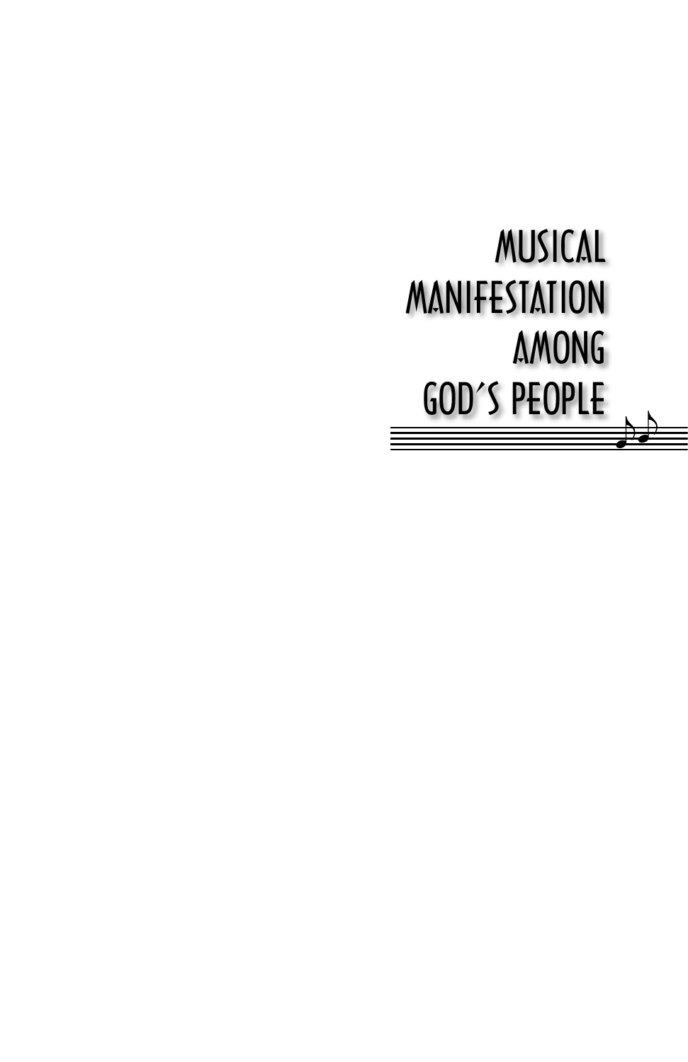# MUSICAL MANIFESTATION AMONG GOD'S PEOPLE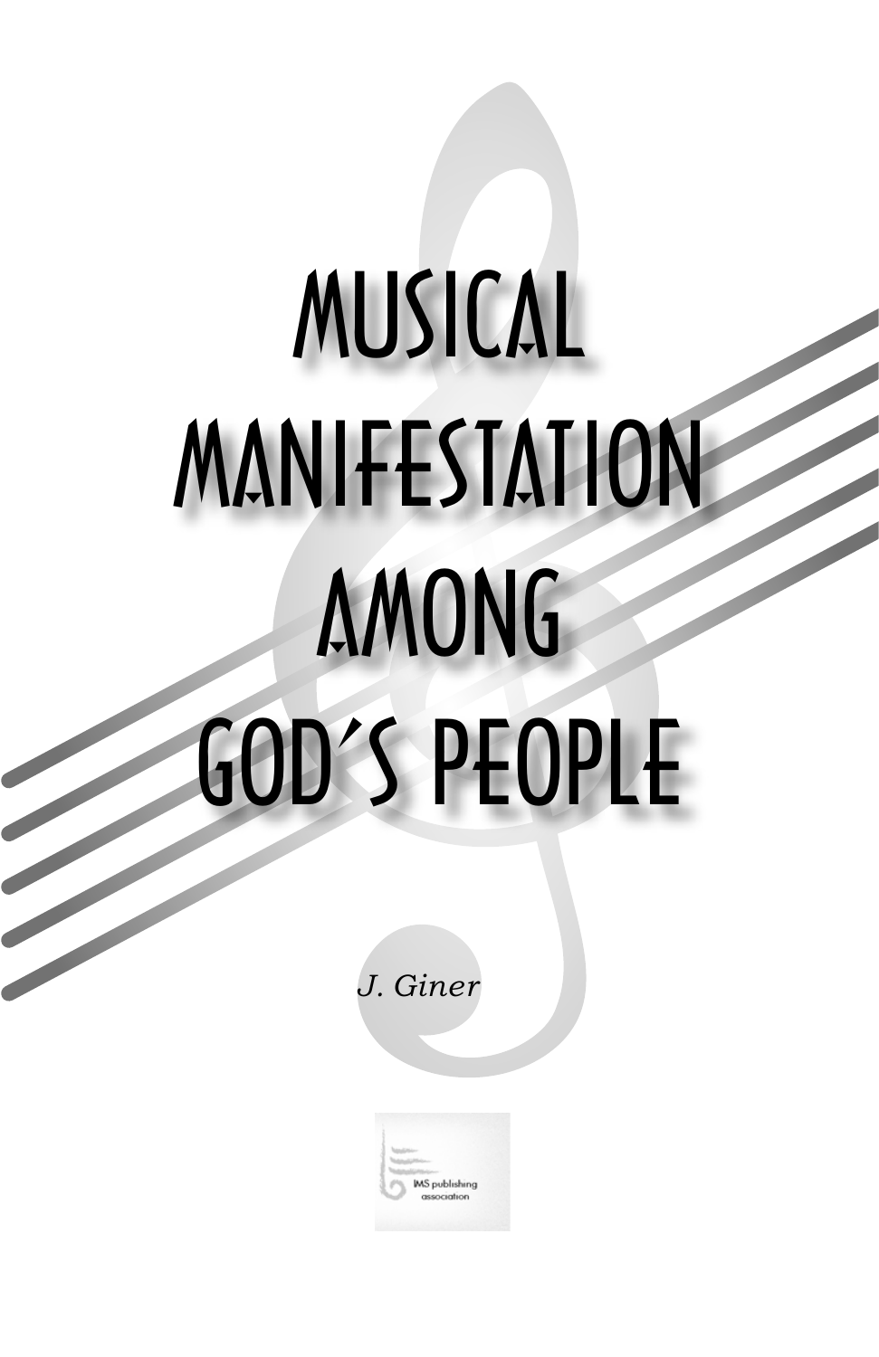# MUSICAL MANIFESTATION AMONG GOD'S PEOPLE

*J. Giner*

IMS publishing association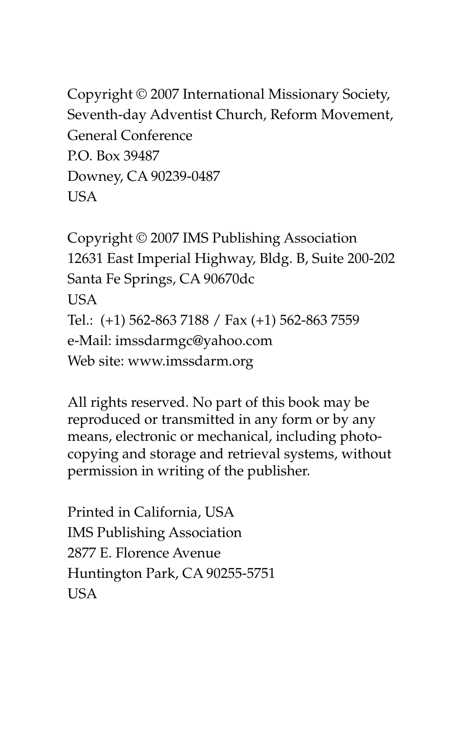Copyright © 2007 International Missionary Society,
Seventh-day Adventist Church, Reform Movement,
General Conference
P.O. Box 39487
Downey, CA 90239-0487
USA

Copyright © 2007 IMS Publishing Association
12631 East Imperial Highway, Bldg. B, Suite 200-202
Santa Fe Springs, CA 90670dc
USA
Tel.: (+1) 562-863 7188 / Fax (+1) 562-863 7559
e-Mail: imssdarmgc@yahoo.com
Web site: www.imssdarm.org

All rights reserved. No part of this book may be reproduced or transmitted in any form or by any means, electronic or mechanical, including photo-copying and storage and retrieval systems, without permission in writing of the publisher.

Printed in California, USA
IMS Publishing Association
2877 E. Florence Avenue
Huntington Park, CA 90255-5751
USA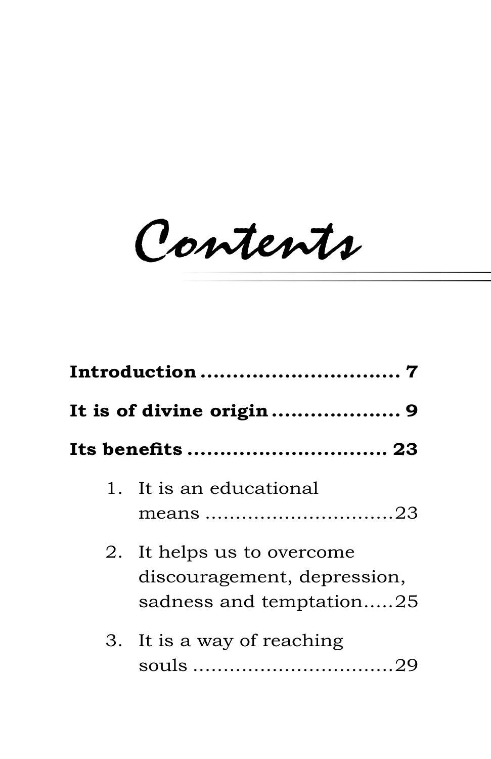# Contents

**Introduction .............................. 7**

**It is of divine origin .................... 9**

**Its benefits .............................. 23**

1. It is an educational means ..............................23
2. It helps us to overcome discouragement, depression, sadness and temptation.....25
3. It is a way of reaching souls ................................29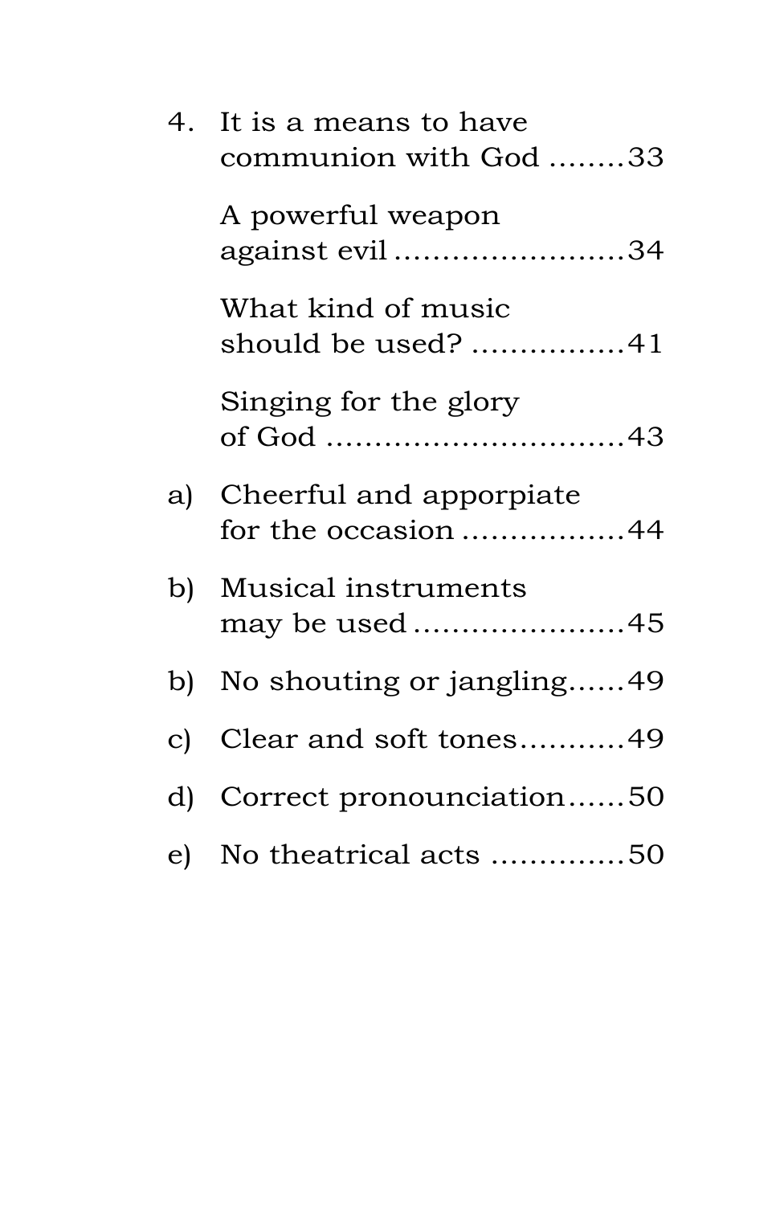4. It is a means to have communion with God ........33

   A powerful weapon against evil ........................34

   What kind of music should be used? ................41

   Singing for the glory of God ...............................43

a) Cheerful and apporpiate for the occasion .................44

b) Musical instruments may be used ......................45

b) No shouting or jangling......49

c) Clear and soft tones...........49

d) Correct pronounciation......50

e) No theatrical acts .............50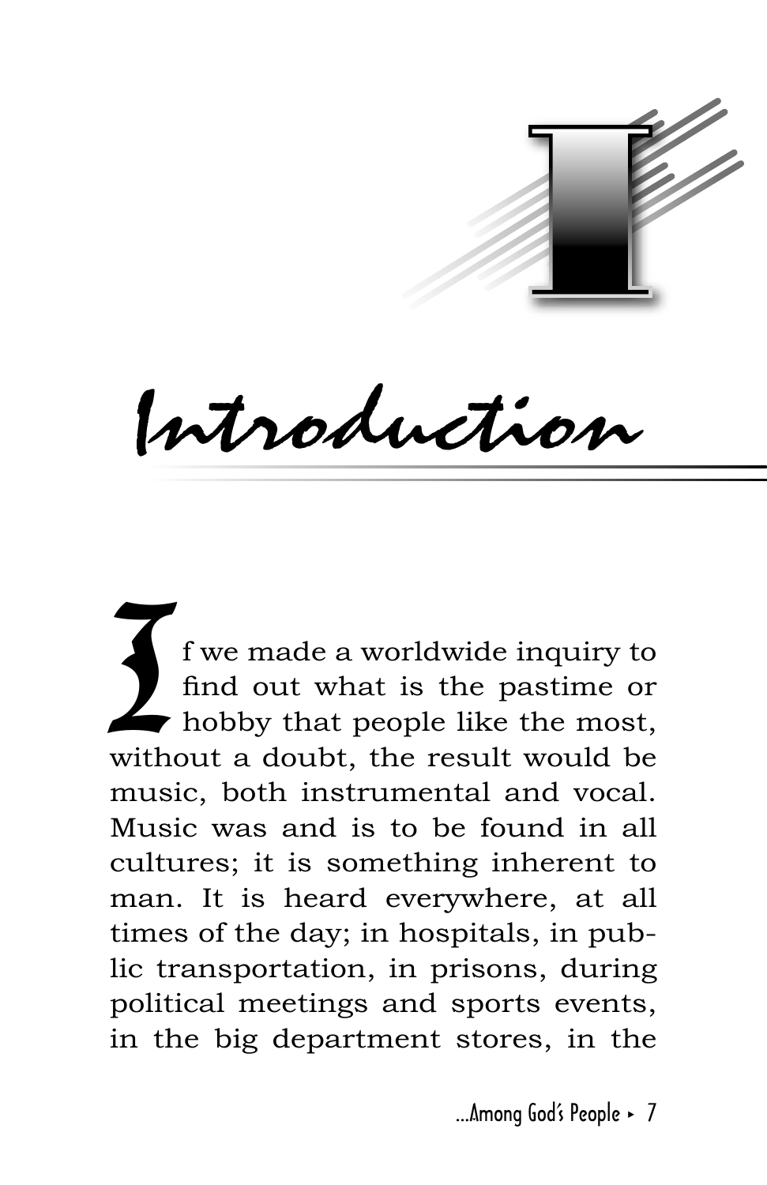# I

# Introduction

If we made a worldwide inquiry to find out what is the pastime or hobby that people like the most, without a doubt, the result would be music, both instrumental and vocal. Music was and is to be found in all cultures; it is something inherent to man. It is heard everywhere, at all times of the day; in hospitals, in public transportation, in prisons, during political meetings and sports events, in the big department stores, in the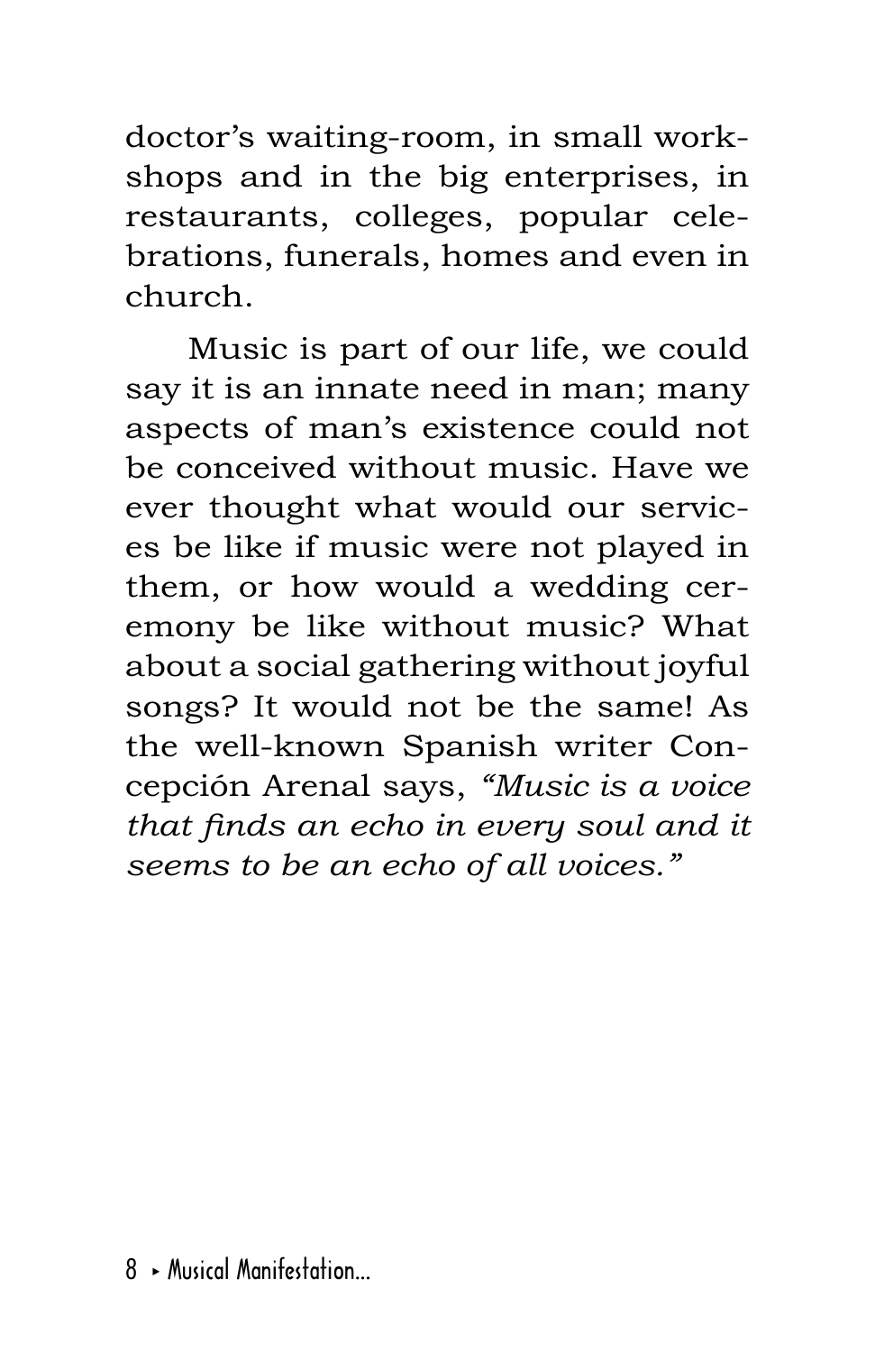doctor's waiting-room, in small workshops and in the big enterprises, in restaurants, colleges, popular celebrations, funerals, homes and even in church.

Music is part of our life, we could say it is an innate need in man; many aspects of man's existence could not be conceived without music. Have we ever thought what would our services be like if music were not played in them, or how would a wedding ceremony be like without music? What about a social gathering without joyful songs? It would not be the same! As the well-known Spanish writer Concepción Arenal says, *"Music is a voice that finds an echo in every soul and it seems to be an echo of all voices."*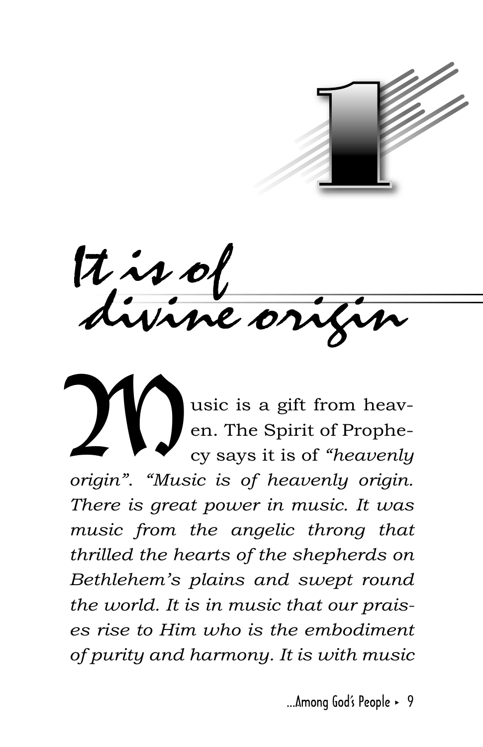# 1

## It is of divine origin

Music is a gift from heaven. The Spirit of Prophecy says it is of *"heavenly origin"*. *"Music is of heavenly origin. There is great power in music. It was music from the angelic throng that thrilled the hearts of the shepherds on Bethlehem's plains and swept round the world. It is in music that our praises rise to Him who is the embodiment of purity and harmony. It is with music*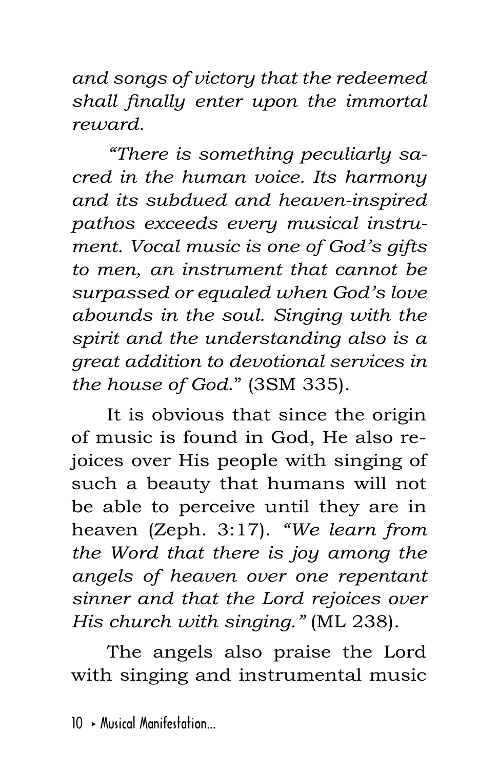*and songs of victory that the redeemed shall finally enter upon the immortal reward.*

*"There is something peculiarly sacred in the human voice. Its harmony and its subdued and heaven-inspired pathos exceeds every musical instrument. Vocal music is one of God's gifts to men, an instrument that cannot be surpassed or equaled when God's love abounds in the soul. Singing with the spirit and the understanding also is a great addition to devotional services in the house of God.*" (3SM 335).

It is obvious that since the origin of music is found in God, He also rejoices over His people with singing of such a beauty that humans will not be able to perceive until they are in heaven (Zeph. 3:17). *"We learn from the Word that there is joy among the angels of heaven over one repentant sinner and that the Lord rejoices over His church with singing."* (ML 238).

The angels also praise the Lord with singing and instrumental music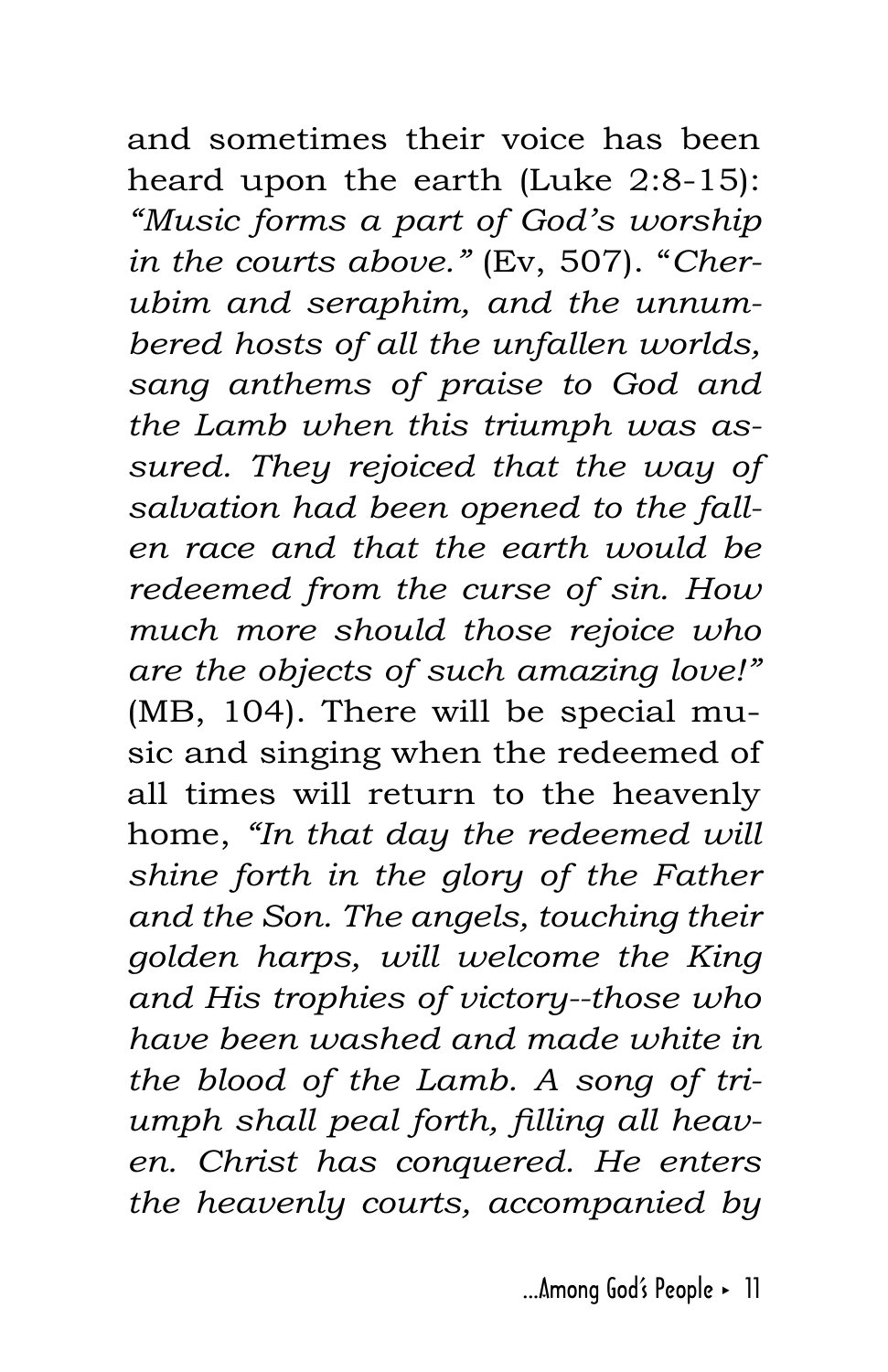and sometimes their voice has been heard upon the earth (Luke 2:8-15): *"Music forms a part of God's worship in the courts above."* (Ev, 507). "*Cherubim and seraphim, and the unnumbered hosts of all the unfallen worlds, sang anthems of praise to God and the Lamb when this triumph was assured. They rejoiced that the way of salvation had been opened to the fallen race and that the earth would be redeemed from the curse of sin. How much more should those rejoice who are the objects of such amazing love!"* (MB, 104). There will be special music and singing when the redeemed of all times will return to the heavenly home, *"In that day the redeemed will shine forth in the glory of the Father and the Son. The angels, touching their golden harps, will welcome the King and His trophies of victory--those who have been washed and made white in the blood of the Lamb. A song of triumph shall peal forth, filling all heaven. Christ has conquered. He enters the heavenly courts, accompanied by*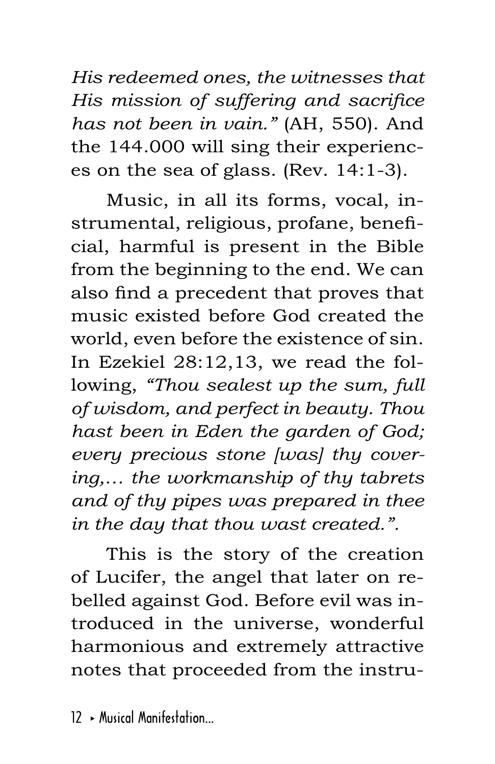*His redeemed ones, the witnesses that His mission of suffering and sacrifice has not been in vain."* (AH, 550). And the 144.000 will sing their experiences on the sea of glass. (Rev. 14:1-3).

Music, in all its forms, vocal, instrumental, religious, profane, beneficial, harmful is present in the Bible from the beginning to the end. We can also find a precedent that proves that music existed before God created the world, even before the existence of sin. In Ezekiel 28:12,13, we read the following, *"Thou sealest up the sum, full of wisdom, and perfect in beauty. Thou hast been in Eden the garden of God; every precious stone [was] thy covering,… the workmanship of thy tabrets and of thy pipes was prepared in thee in the day that thou wast created.".*

This is the story of the creation of Lucifer, the angel that later on rebelled against God. Before evil was introduced in the universe, wonderful harmonious and extremely attractive notes that proceeded from the instru-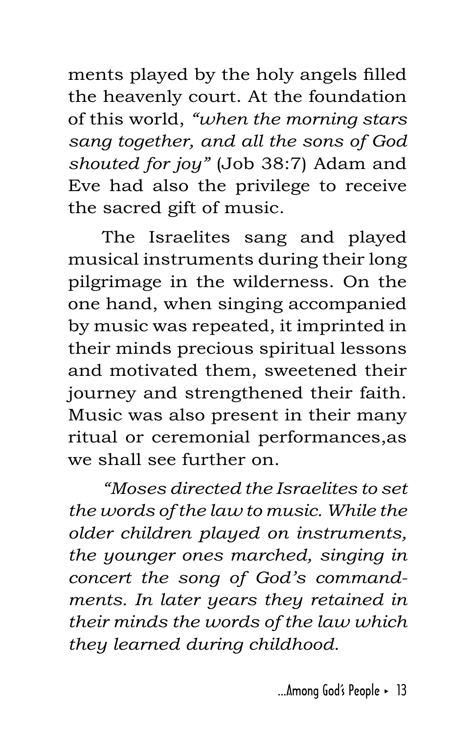ments played by the holy angels filled the heavenly court. At the foundation of this world, *"when the morning stars sang together, and all the sons of God shouted for joy"* (Job 38:7) Adam and Eve had also the privilege to receive the sacred gift of music.

The Israelites sang and played musical instruments during their long pilgrimage in the wilderness. On the one hand, when singing accompanied by music was repeated, it imprinted in their minds precious spiritual lessons and motivated them, sweetened their journey and strengthened their faith. Music was also present in their many ritual or ceremonial performances,as we shall see further on.

*"Moses directed the Israelites to set the words of the law to music. While the older children played on instruments, the younger ones marched, singing in concert the song of God's commandments. In later years they retained in their minds the words of the law which they learned during childhood.*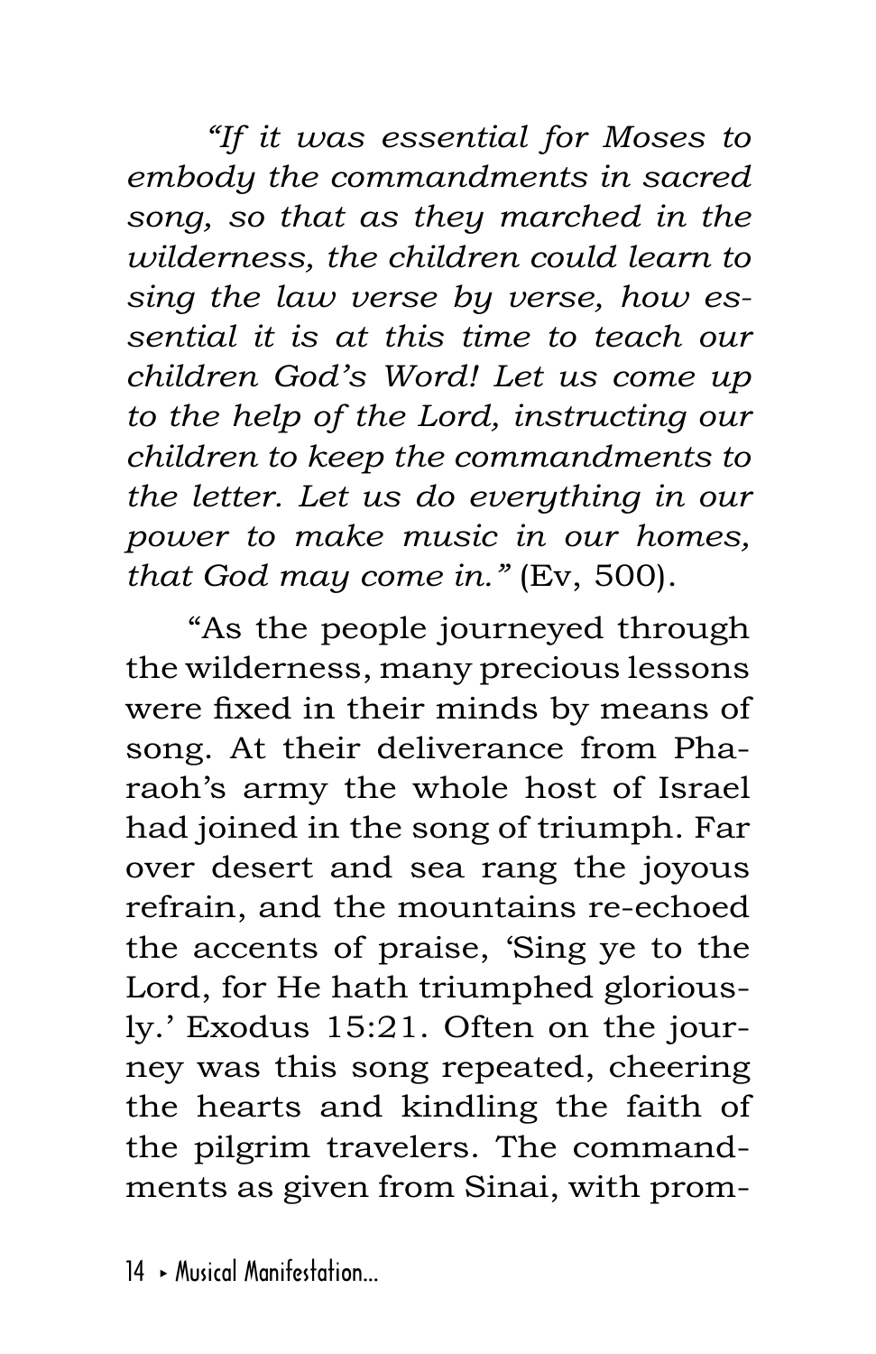*"If it was essential for Moses to embody the commandments in sacred song, so that as they marched in the wilderness, the children could learn to sing the law verse by verse, how essential it is at this time to teach our children God's Word! Let us come up to the help of the Lord, instructing our children to keep the commandments to the letter. Let us do everything in our power to make music in our homes, that God may come in."* (Ev, 500).

"As the people journeyed through the wilderness, many precious lessons were fixed in their minds by means of song. At their deliverance from Pharaoh's army the whole host of Israel had joined in the song of triumph. Far over desert and sea rang the joyous refrain, and the mountains re-echoed the accents of praise, 'Sing ye to the Lord, for He hath triumphed gloriously.' Exodus 15:21. Often on the journey was this song repeated, cheering the hearts and kindling the faith of the pilgrim travelers. The commandments as given from Sinai, with prom-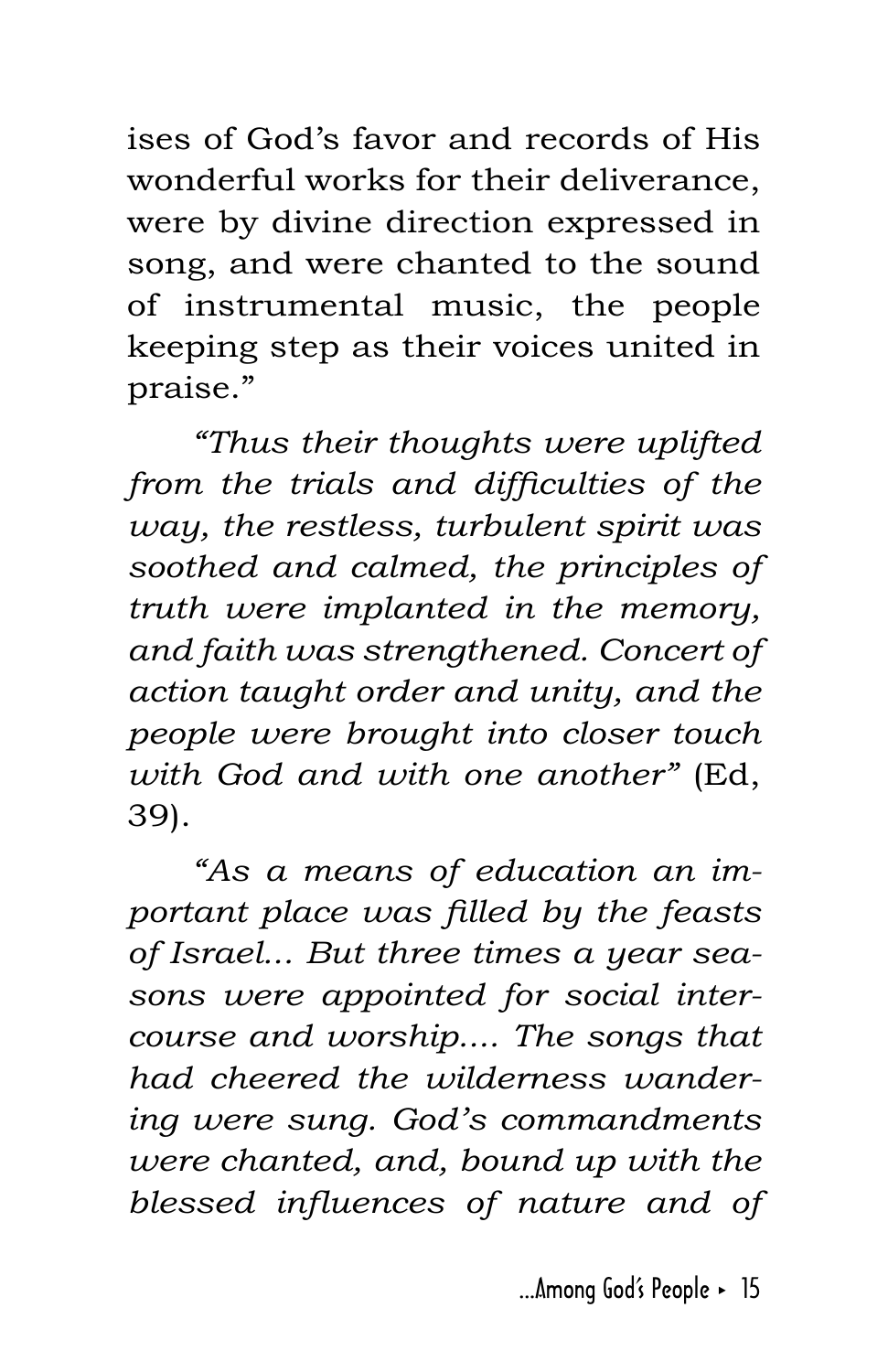ises of God's favor and records of His wonderful works for their deliverance, were by divine direction expressed in song, and were chanted to the sound of instrumental music, the people keeping step as their voices united in praise."

*"Thus their thoughts were uplifted from the trials and difficulties of the way, the restless, turbulent spirit was soothed and calmed, the principles of truth were implanted in the memory, and faith was strengthened. Concert of action taught order and unity, and the people were brought into closer touch with God and with one another"* (Ed, 39).

*"As a means of education an important place was filled by the feasts of Israel... But three times a year seasons were appointed for social intercourse and worship.... The songs that had cheered the wilderness wandering were sung. God's commandments were chanted, and, bound up with the blessed influences of nature and of*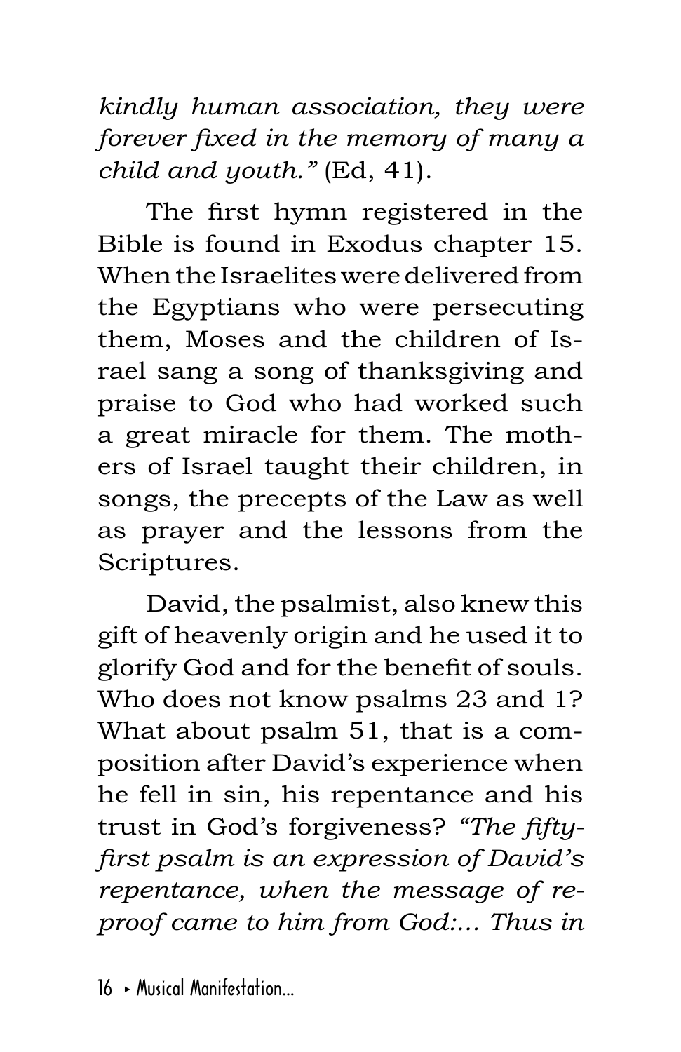*kindly human association, they were forever fixed in the memory of many a child and youth."* (Ed, 41).

The first hymn registered in the Bible is found in Exodus chapter 15. When the Israelites were delivered from the Egyptians who were persecuting them, Moses and the children of Israel sang a song of thanksgiving and praise to God who had worked such a great miracle for them. The mothers of Israel taught their children, in songs, the precepts of the Law as well as prayer and the lessons from the Scriptures.

David, the psalmist, also knew this gift of heavenly origin and he used it to glorify God and for the benefit of souls. Who does not know psalms 23 and 1? What about psalm 51, that is a composition after David's experience when he fell in sin, his repentance and his trust in God's forgiveness? *"The fifty-first psalm is an expression of David's repentance, when the message of reproof came to him from God:... Thus in*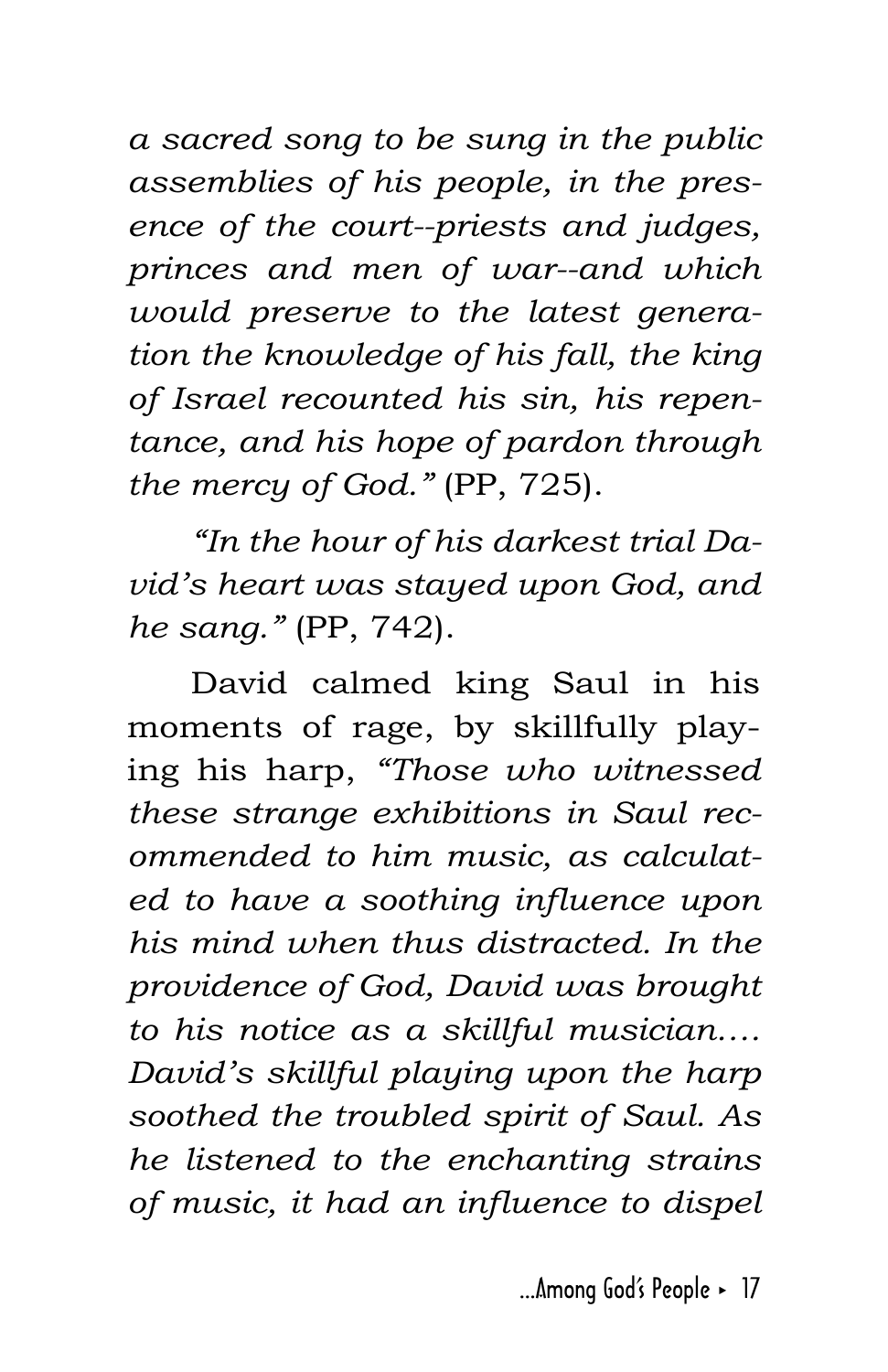*a sacred song to be sung in the public assemblies of his people, in the presence of the court--priests and judges, princes and men of war--and which would preserve to the latest generation the knowledge of his fall, the king of Israel recounted his sin, his repentance, and his hope of pardon through the mercy of God."* (PP, 725).

*"In the hour of his darkest trial David's heart was stayed upon God, and he sang."* (PP, 742).

David calmed king Saul in his moments of rage, by skillfully playing his harp, *"Those who witnessed these strange exhibitions in Saul recommended to him music, as calculated to have a soothing influence upon his mind when thus distracted. In the providence of God, David was brought to his notice as a skillful musician.... David's skillful playing upon the harp soothed the troubled spirit of Saul. As he listened to the enchanting strains of music, it had an influence to dispel*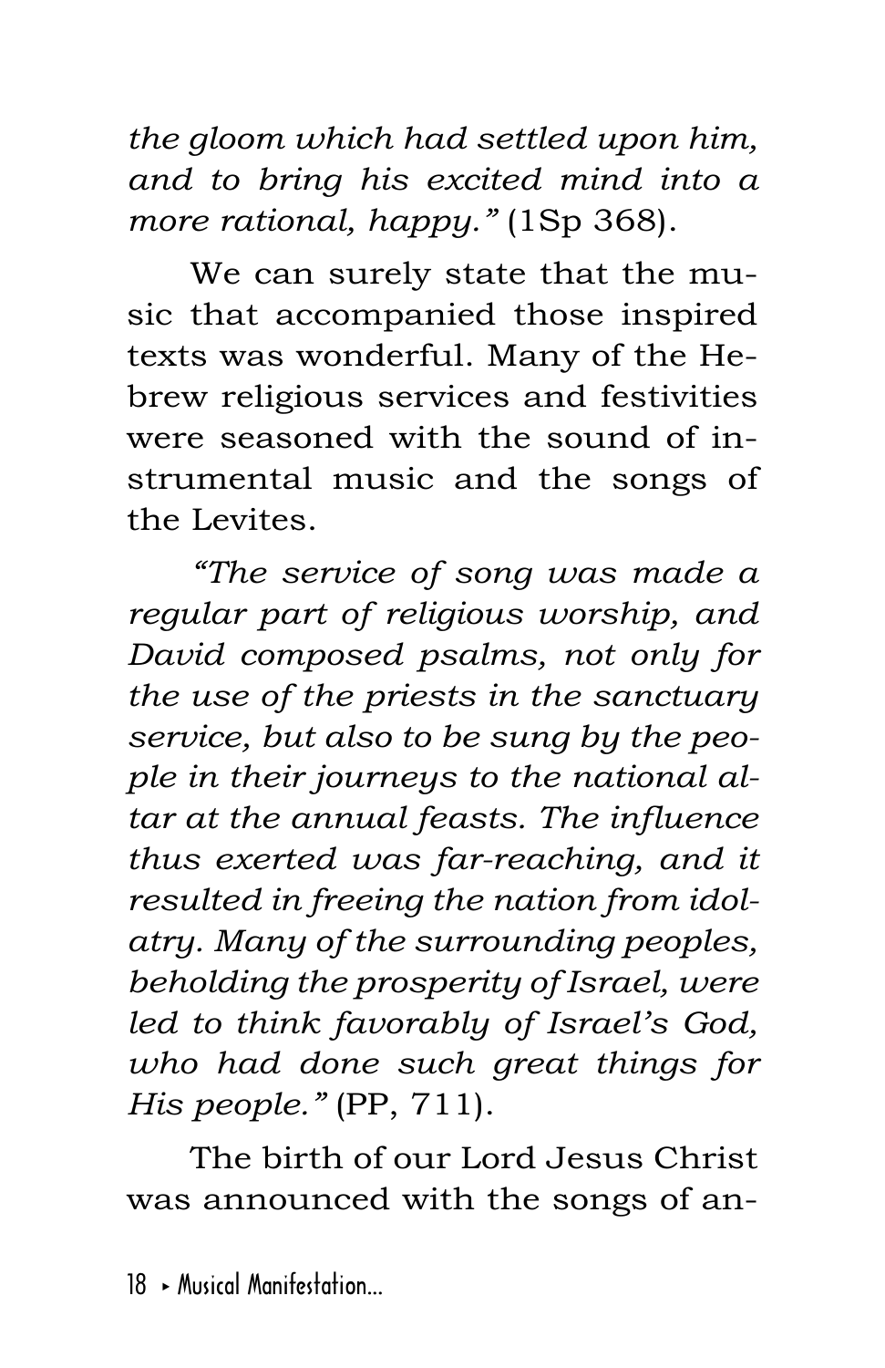*the gloom which had settled upon him, and to bring his excited mind into a more rational, happy."* (1Sp 368).

We can surely state that the music that accompanied those inspired texts was wonderful. Many of the Hebrew religious services and festivities were seasoned with the sound of instrumental music and the songs of the Levites.

*"The service of song was made a regular part of religious worship, and David composed psalms, not only for the use of the priests in the sanctuary service, but also to be sung by the people in their journeys to the national altar at the annual feasts. The influence thus exerted was far-reaching, and it resulted in freeing the nation from idolatry. Many of the surrounding peoples, beholding the prosperity of Israel, were led to think favorably of Israel's God, who had done such great things for His people."* (PP, 711).

The birth of our Lord Jesus Christ was announced with the songs of an-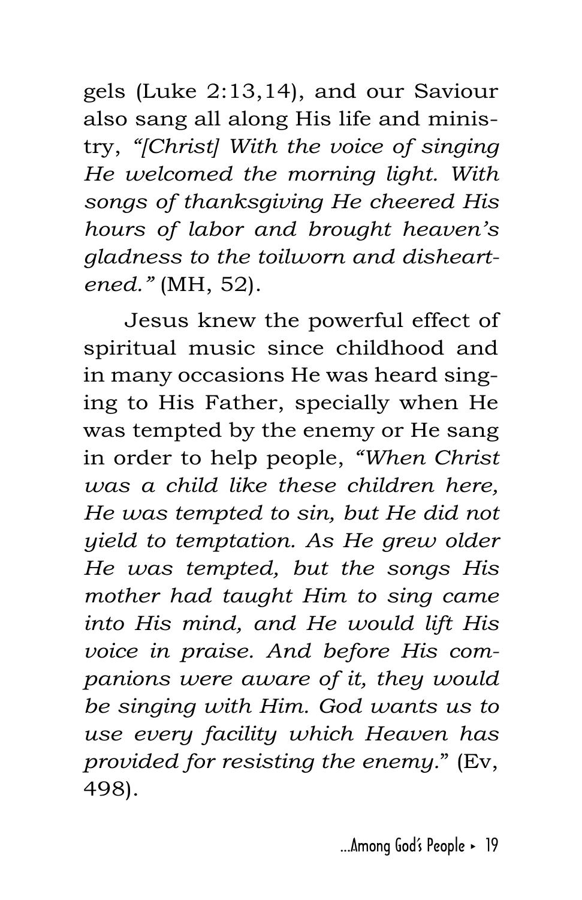gels (Luke 2:13,14), and our Saviour also sang all along His life and ministry, *"[Christ] With the voice of singing He welcomed the morning light. With songs of thanksgiving He cheered His hours of labor and brought heaven's gladness to the toilworn and disheartened."* (MH, 52).

Jesus knew the powerful effect of spiritual music since childhood and in many occasions He was heard singing to His Father, specially when He was tempted by the enemy or He sang in order to help people, *"When Christ was a child like these children here, He was tempted to sin, but He did not yield to temptation. As He grew older He was tempted, but the songs His mother had taught Him to sing came into His mind, and He would lift His voice in praise. And before His companions were aware of it, they would be singing with Him. God wants us to use every facility which Heaven has provided for resisting the enemy."* (Ev, 498).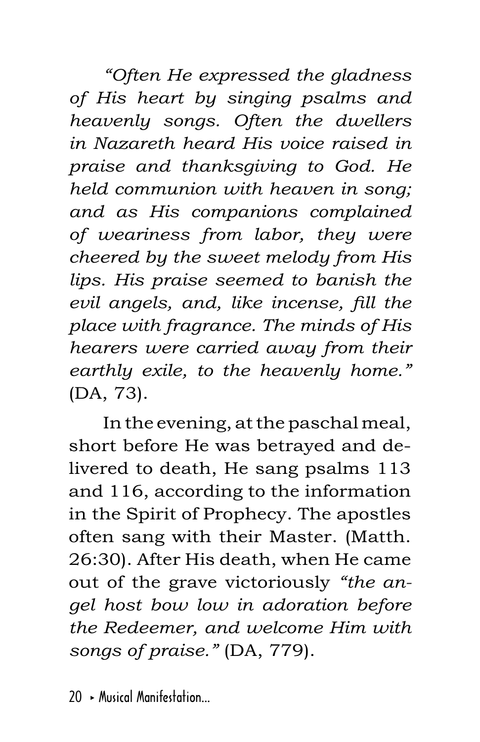*"Often He expressed the gladness of His heart by singing psalms and heavenly songs. Often the dwellers in Nazareth heard His voice raised in praise and thanksgiving to God. He held communion with heaven in song; and as His companions complained of weariness from labor, they were cheered by the sweet melody from His lips. His praise seemed to banish the evil angels, and, like incense, fill the place with fragrance. The minds of His hearers were carried away from their earthly exile, to the heavenly home."* (DA, 73).

In the evening, at the paschal meal, short before He was betrayed and delivered to death, He sang psalms 113 and 116, according to the information in the Spirit of Prophecy. The apostles often sang with their Master. (Matth. 26:30). After His death, when He came out of the grave victoriously *"the angel host bow low in adoration before the Redeemer, and welcome Him with songs of praise."* (DA, 779).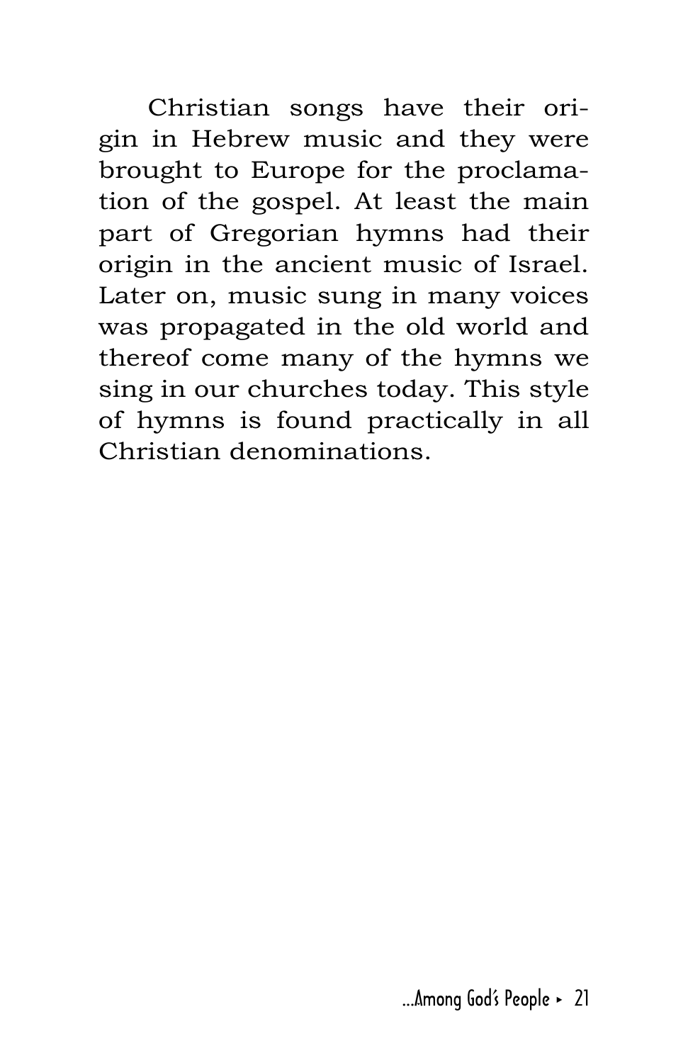Christian songs have their origin in Hebrew music and they were brought to Europe for the proclamation of the gospel. At least the main part of Gregorian hymns had their origin in the ancient music of Israel. Later on, music sung in many voices was propagated in the old world and thereof come many of the hymns we sing in our churches today. This style of hymns is found practically in all Christian denominations.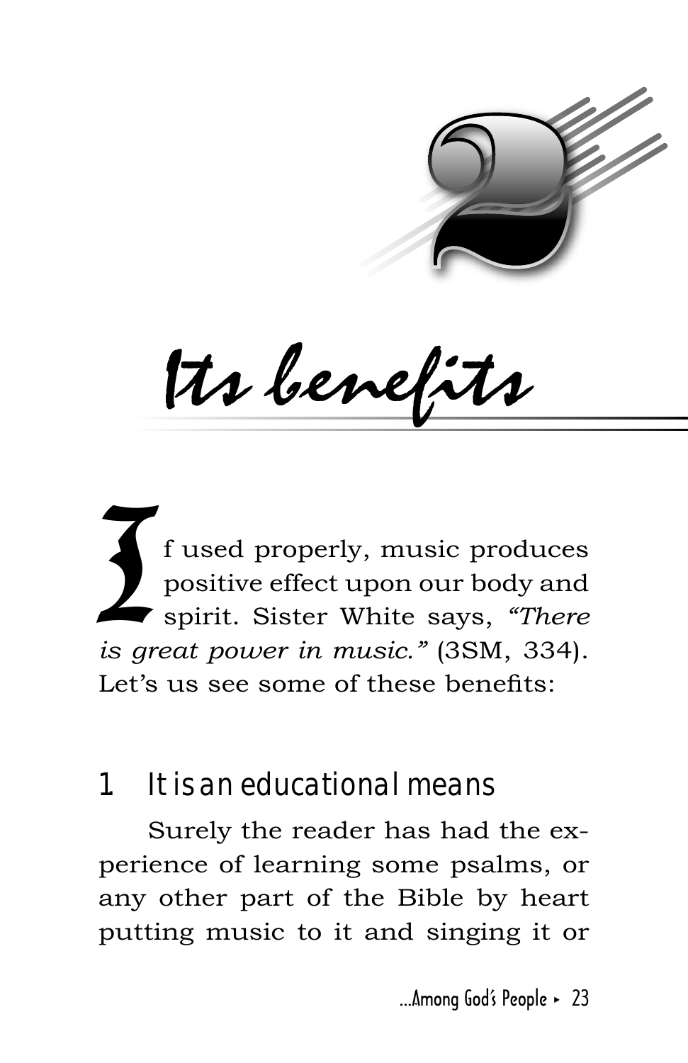# 2

# Its benefits

If used properly, music produces positive effect upon our body and spirit. Sister White says, *"There is great power in music."* (3SM, 334). Let's us see some of these benefits:

## 1 It is an educational means

Surely the reader has had the experience of learning some psalms, or any other part of the Bible by heart putting music to it and singing it or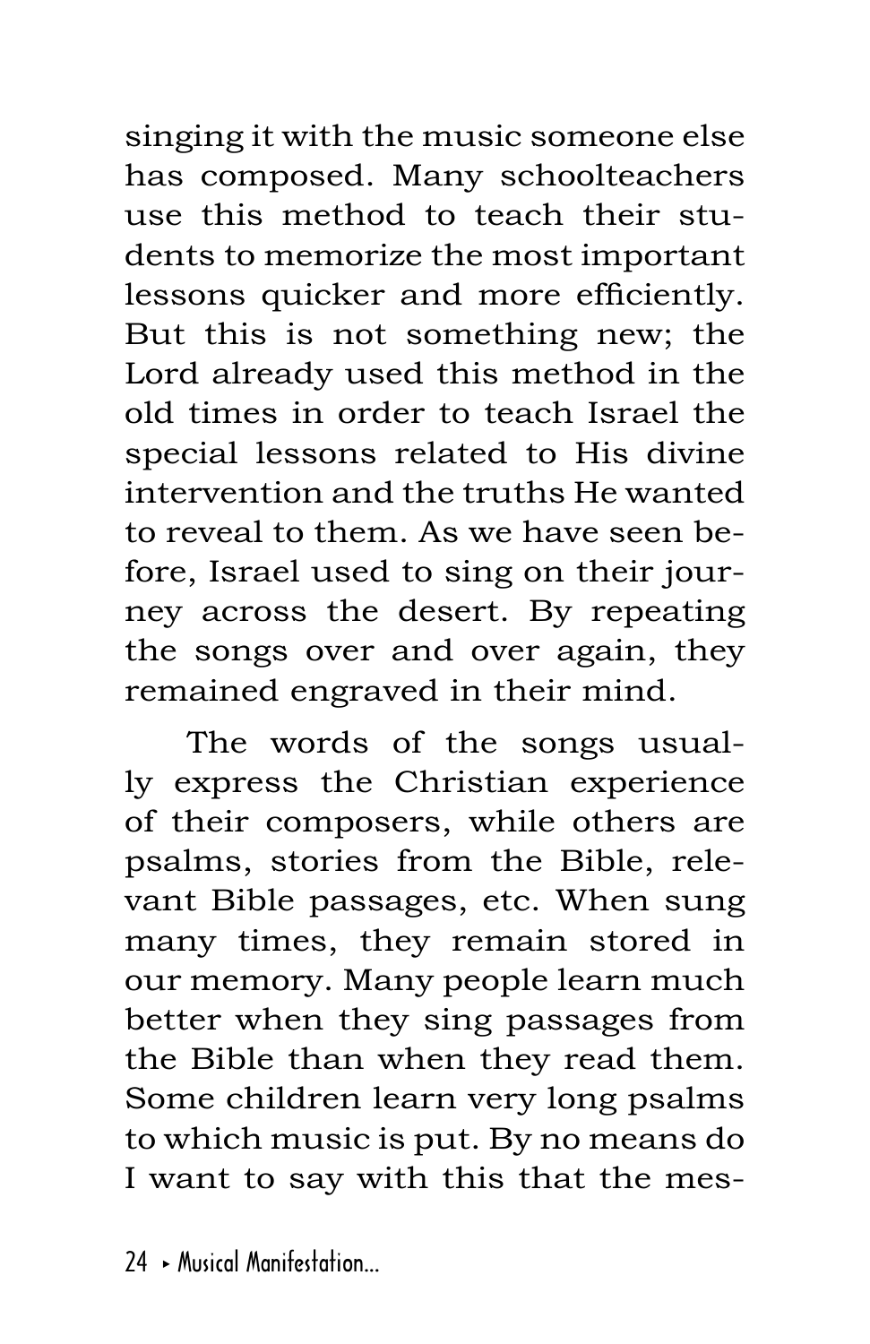singing it with the music someone else has composed. Many schoolteachers use this method to teach their students to memorize the most important lessons quicker and more efficiently. But this is not something new; the Lord already used this method in the old times in order to teach Israel the special lessons related to His divine intervention and the truths He wanted to reveal to them. As we have seen before, Israel used to sing on their journey across the desert. By repeating the songs over and over again, they remained engraved in their mind.

The words of the songs usually express the Christian experience of their composers, while others are psalms, stories from the Bible, relevant Bible passages, etc. When sung many times, they remain stored in our memory. Many people learn much better when they sing passages from the Bible than when they read them. Some children learn very long psalms to which music is put. By no means do I want to say with this that the mes-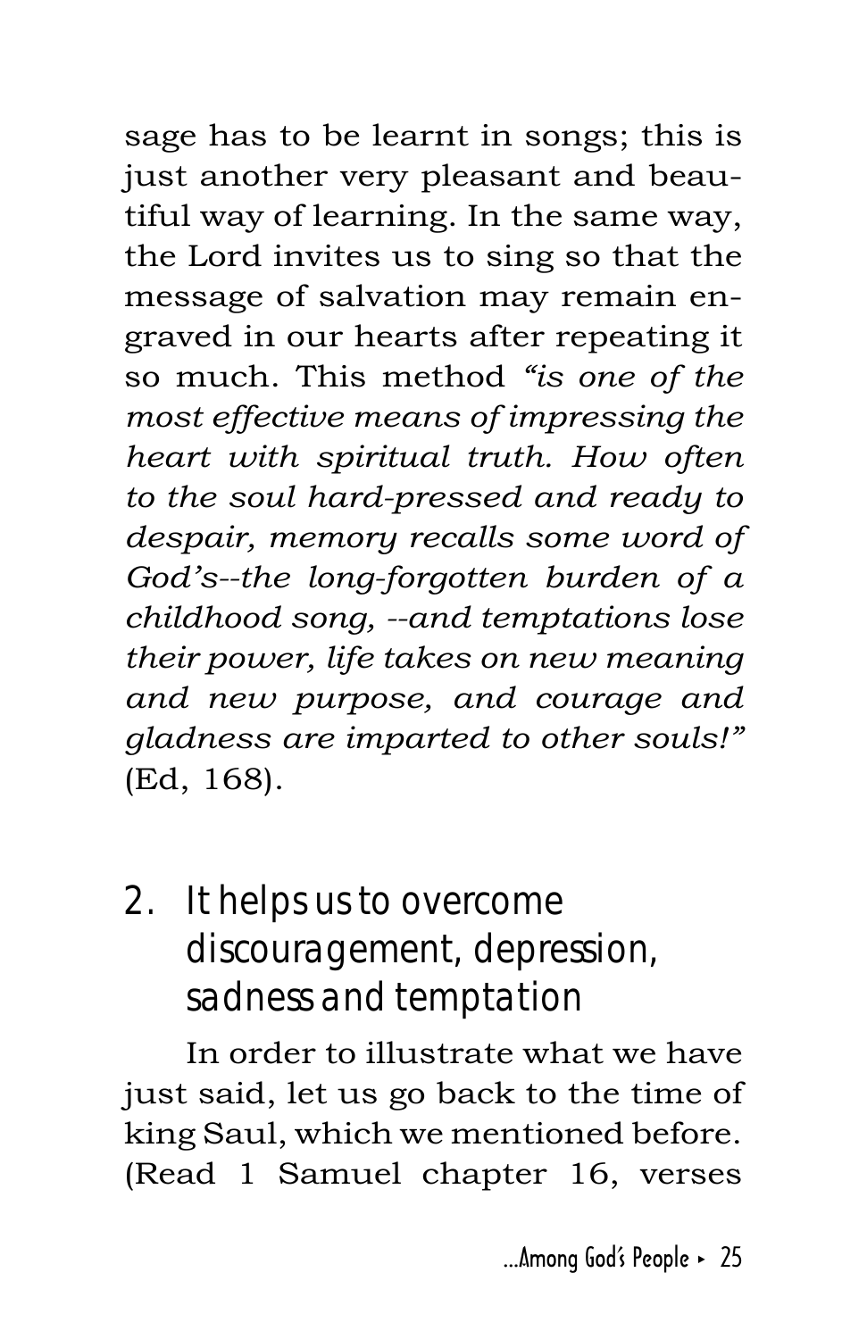sage has to be learnt in songs; this is just another very pleasant and beautiful way of learning. In the same way, the Lord invites us to sing so that the message of salvation may remain engraved in our hearts after repeating it so much. This method *"is one of the most effective means of impressing the heart with spiritual truth. How often to the soul hard-pressed and ready to despair, memory recalls some word of God's--the long-forgotten burden of a childhood song, --and temptations lose their power, life takes on new meaning and new purpose, and courage and gladness are imparted to other souls!"* (Ed, 168).

## 2. It helps us to overcome discouragement, depression, sadness and temptation

In order to illustrate what we have just said, let us go back to the time of king Saul, which we mentioned before. (Read 1 Samuel chapter 16, verses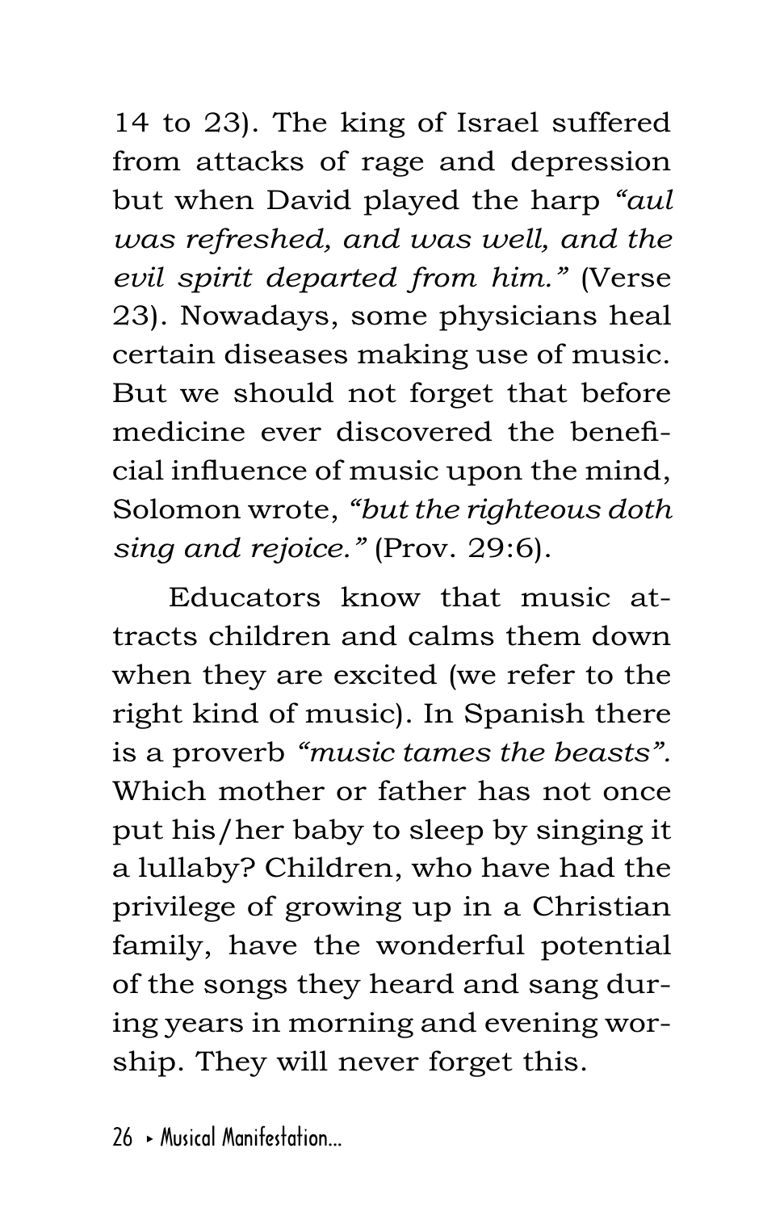14 to 23). The king of Israel suffered from attacks of rage and depression but when David played the harp *"aul was refreshed, and was well, and the evil spirit departed from him."* (Verse 23). Nowadays, some physicians heal certain diseases making use of music. But we should not forget that before medicine ever discovered the beneficial influence of music upon the mind, Solomon wrote, *"but the righteous doth sing and rejoice."* (Prov. 29:6).

Educators know that music attracts children and calms them down when they are excited (we refer to the right kind of music). In Spanish there is a proverb *"music tames the beasts".* Which mother or father has not once put his/her baby to sleep by singing it a lullaby? Children, who have had the privilege of growing up in a Christian family, have the wonderful potential of the songs they heard and sang during years in morning and evening worship. They will never forget this.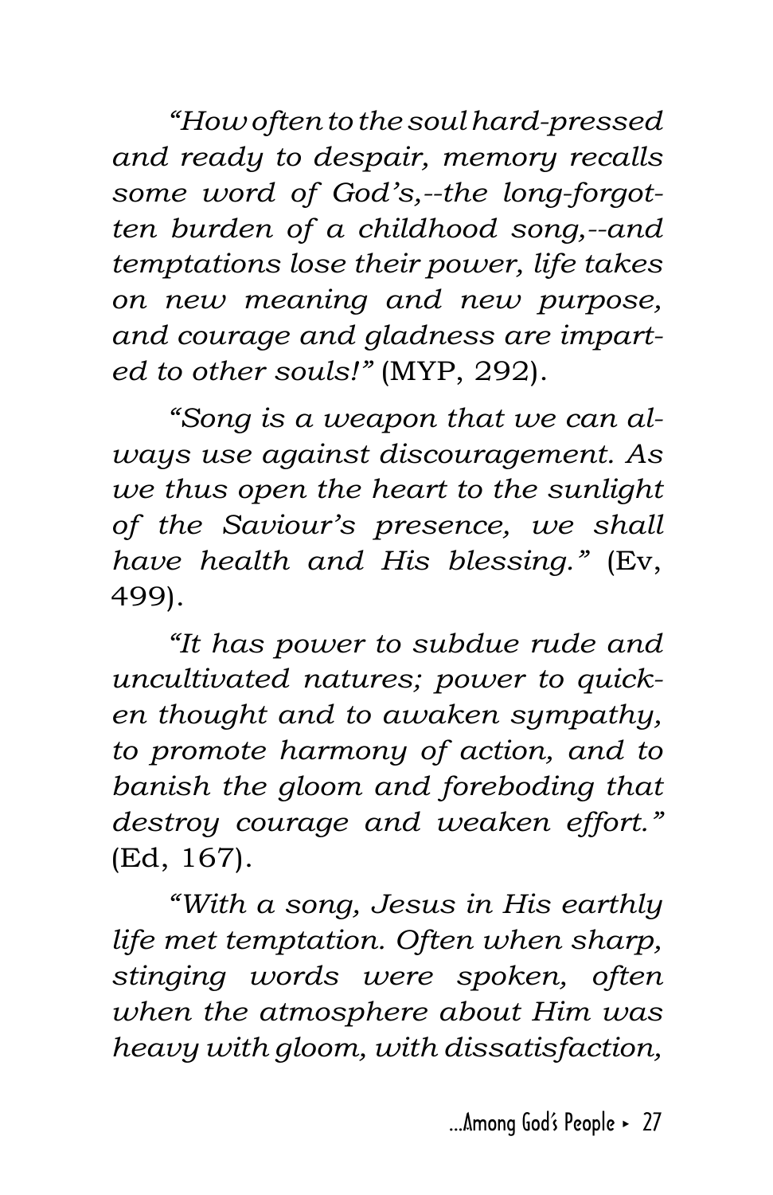*"How often to the soul hard-pressed and ready to despair, memory recalls some word of God's,--the long-forgotten burden of a childhood song,--and temptations lose their power, life takes on new meaning and new purpose, and courage and gladness are imparted to other souls!"* (MYP, 292).

*"Song is a weapon that we can always use against discouragement. As we thus open the heart to the sunlight of the Saviour's presence, we shall have health and His blessing."* (Ev, 499).

*"It has power to subdue rude and uncultivated natures; power to quicken thought and to awaken sympathy, to promote harmony of action, and to banish the gloom and foreboding that destroy courage and weaken effort."* (Ed, 167).

*"With a song, Jesus in His earthly life met temptation. Often when sharp, stinging words were spoken, often when the atmosphere about Him was heavy with gloom, with dissatisfaction,*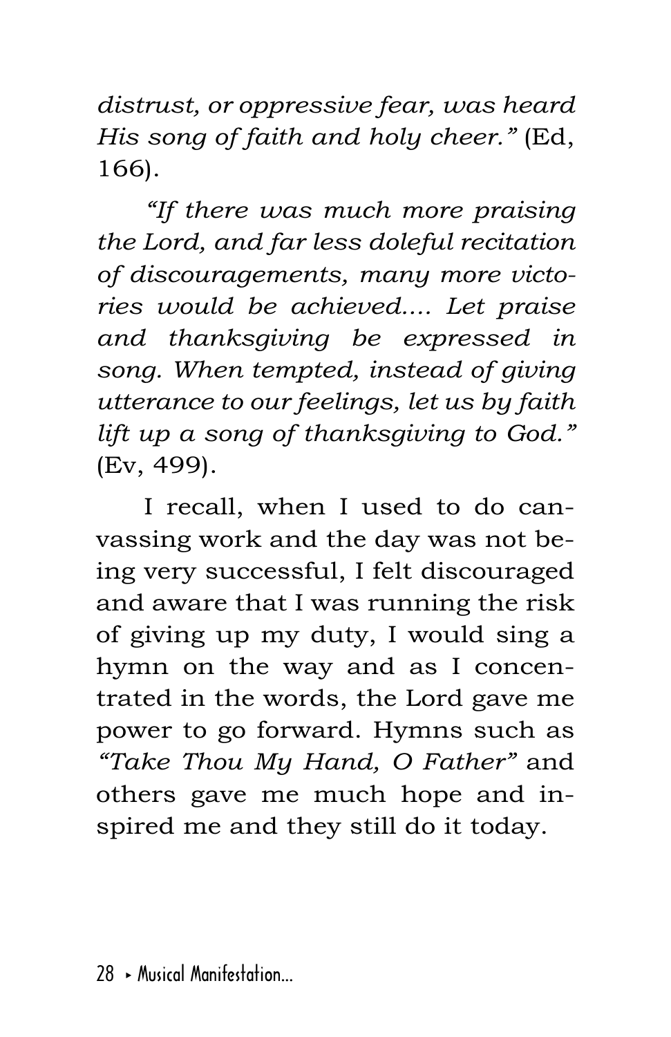*distrust, or oppressive fear, was heard His song of faith and holy cheer."* (Ed, 166).

*"If there was much more praising the Lord, and far less doleful recitation of discouragements, many more victories would be achieved.... Let praise and thanksgiving be expressed in song. When tempted, instead of giving utterance to our feelings, let us by faith lift up a song of thanksgiving to God."* (Ev, 499).

I recall, when I used to do canvassing work and the day was not being very successful, I felt discouraged and aware that I was running the risk of giving up my duty, I would sing a hymn on the way and as I concentrated in the words, the Lord gave me power to go forward. Hymns such as *"Take Thou My Hand, O Father"* and others gave me much hope and inspired me and they still do it today.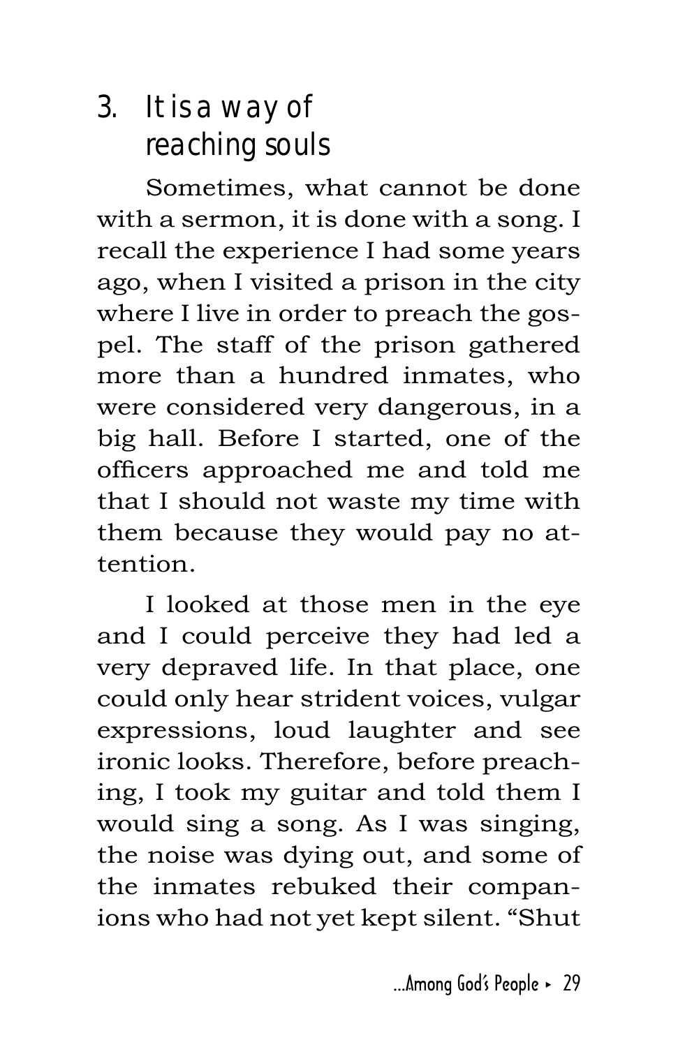## 3. It is a way of reaching souls

Sometimes, what cannot be done with a sermon, it is done with a song. I recall the experience I had some years ago, when I visited a prison in the city where I live in order to preach the gospel. The staff of the prison gathered more than a hundred inmates, who were considered very dangerous, in a big hall. Before I started, one of the officers approached me and told me that I should not waste my time with them because they would pay no attention.

I looked at those men in the eye and I could perceive they had led a very depraved life. In that place, one could only hear strident voices, vulgar expressions, loud laughter and see ironic looks. Therefore, before preaching, I took my guitar and told them I would sing a song. As I was singing, the noise was dying out, and some of the inmates rebuked their companions who had not yet kept silent. "Shut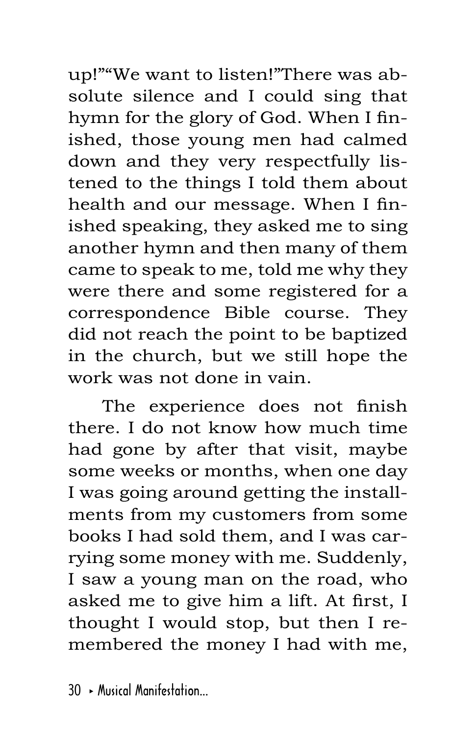up!""We want to listen!"There was absolute silence and I could sing that hymn for the glory of God. When I finished, those young men had calmed down and they very respectfully listened to the things I told them about health and our message. When I finished speaking, they asked me to sing another hymn and then many of them came to speak to me, told me why they were there and some registered for a correspondence Bible course. They did not reach the point to be baptized in the church, but we still hope the work was not done in vain.

The experience does not finish there. I do not know how much time had gone by after that visit, maybe some weeks or months, when one day I was going around getting the installments from my customers from some books I had sold them, and I was carrying some money with me. Suddenly, I saw a young man on the road, who asked me to give him a lift. At first, I thought I would stop, but then I remembered the money I had with me,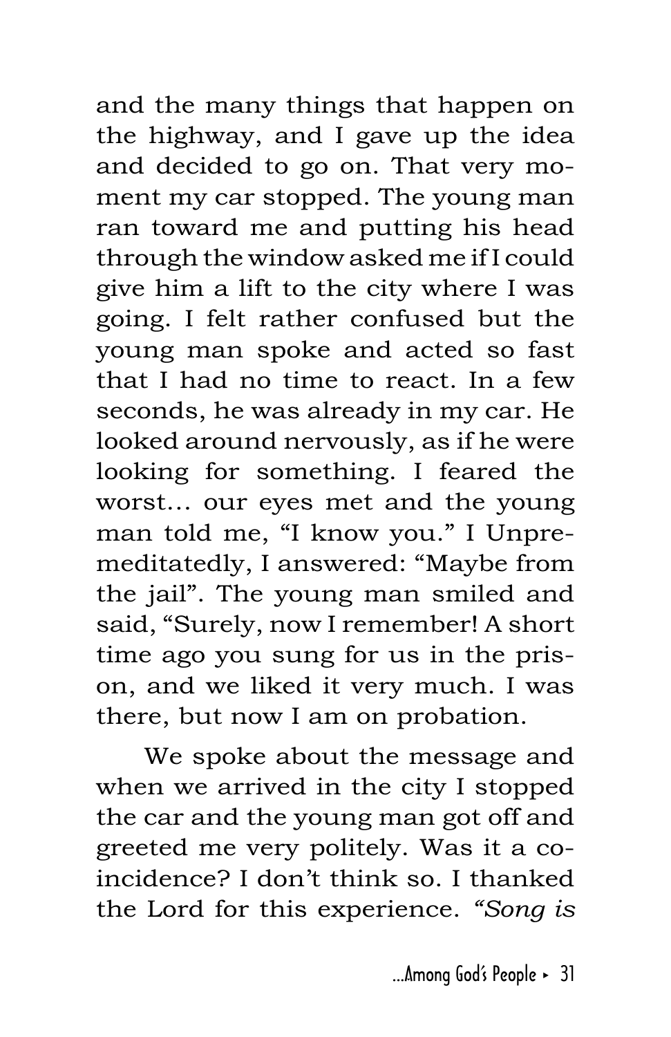and the many things that happen on the highway, and I gave up the idea and decided to go on. That very moment my car stopped. The young man ran toward me and putting his head through the window asked me if I could give him a lift to the city where I was going. I felt rather confused but the young man spoke and acted so fast that I had no time to react. In a few seconds, he was already in my car. He looked around nervously, as if he were looking for something. I feared the worst... our eyes met and the young man told me, "I know you." I Unpremeditatedly, I answered: "Maybe from the jail". The young man smiled and said, "Surely, now I remember! A short time ago you sung for us in the prison, and we liked it very much. I was there, but now I am on probation.

We spoke about the message and when we arrived in the city I stopped the car and the young man got off and greeted me very politely. Was it a coincidence? I don't think so. I thanked the Lord for this experience. *"Song is*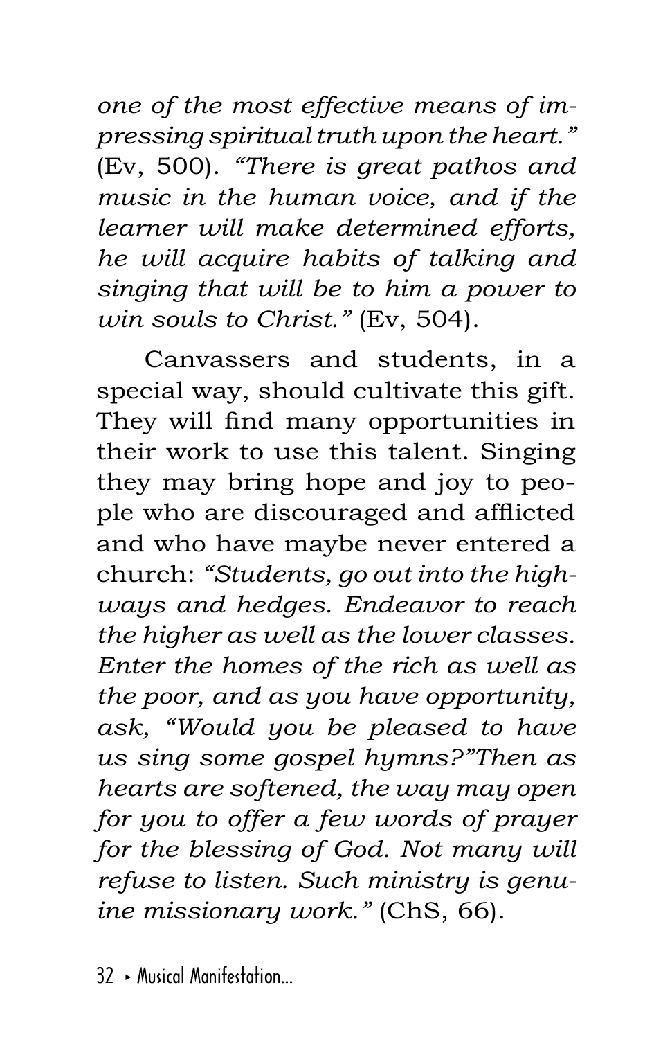*one of the most effective means of impressing spiritual truth upon the heart."* (Ev, 500). *"There is great pathos and music in the human voice, and if the learner will make determined efforts, he will acquire habits of talking and singing that will be to him a power to win souls to Christ."* (Ev, 504).

Canvassers and students, in a special way, should cultivate this gift. They will find many opportunities in their work to use this talent. Singing they may bring hope and joy to people who are discouraged and afflicted and who have maybe never entered a church: *"Students, go out into the highways and hedges. Endeavor to reach the higher as well as the lower classes. Enter the homes of the rich as well as the poor, and as you have opportunity, ask, "Would you be pleased to have us sing some gospel hymns?"Then as hearts are softened, the way may open for you to offer a few words of prayer for the blessing of God. Not many will refuse to listen. Such ministry is genuine missionary work."* (ChS, 66).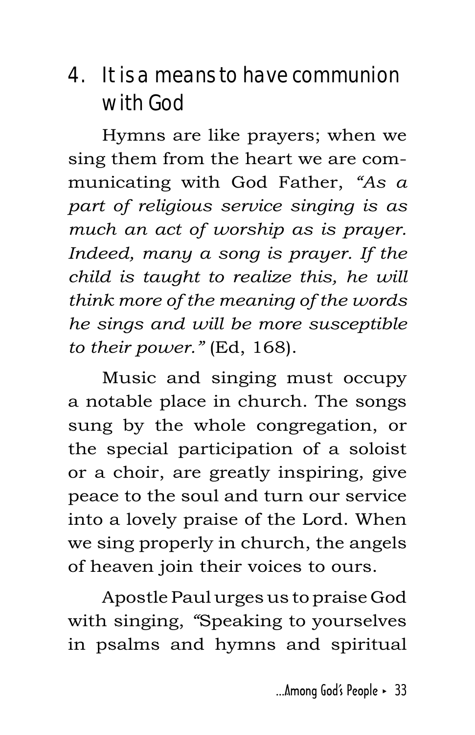## 4. It is a means to have communion with God

Hymns are like prayers; when we sing them from the heart we are communicating with God Father, *"As a part of religious service singing is as much an act of worship as is prayer. Indeed, many a song is prayer. If the child is taught to realize this, he will think more of the meaning of the words he sings and will be more susceptible to their power."* (Ed, 168).

Music and singing must occupy a notable place in church. The songs sung by the whole congregation, or the special participation of a soloist or a choir, are greatly inspiring, give peace to the soul and turn our service into a lovely praise of the Lord. When we sing properly in church, the angels of heaven join their voices to ours.

Apostle Paul urges us to praise God with singing, "Speaking to yourselves in psalms and hymns and spiritual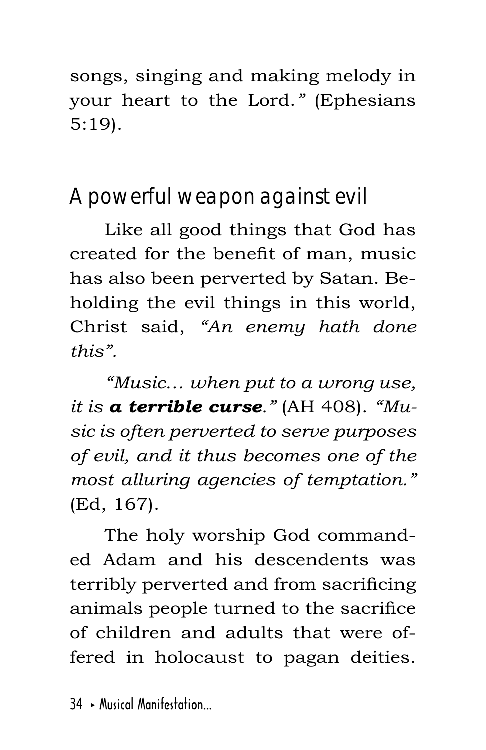songs, singing and making melody in your heart to the Lord." (Ephesians 5:19).

## A powerful weapon against evil

Like all good things that God has created for the benefit of man, music has also been perverted by Satan. Beholding the evil things in this world, Christ said, *"An enemy hath done this".*

*"Music… when put to a wrong use, it is* ***a terrible curse****."* (AH 408). *"Music is often perverted to serve purposes of evil, and it thus becomes one of the most alluring agencies of temptation."* (Ed, 167).

The holy worship God commanded Adam and his descendents was terribly perverted and from sacrificing animals people turned to the sacrifice of children and adults that were offered in holocaust to pagan deities.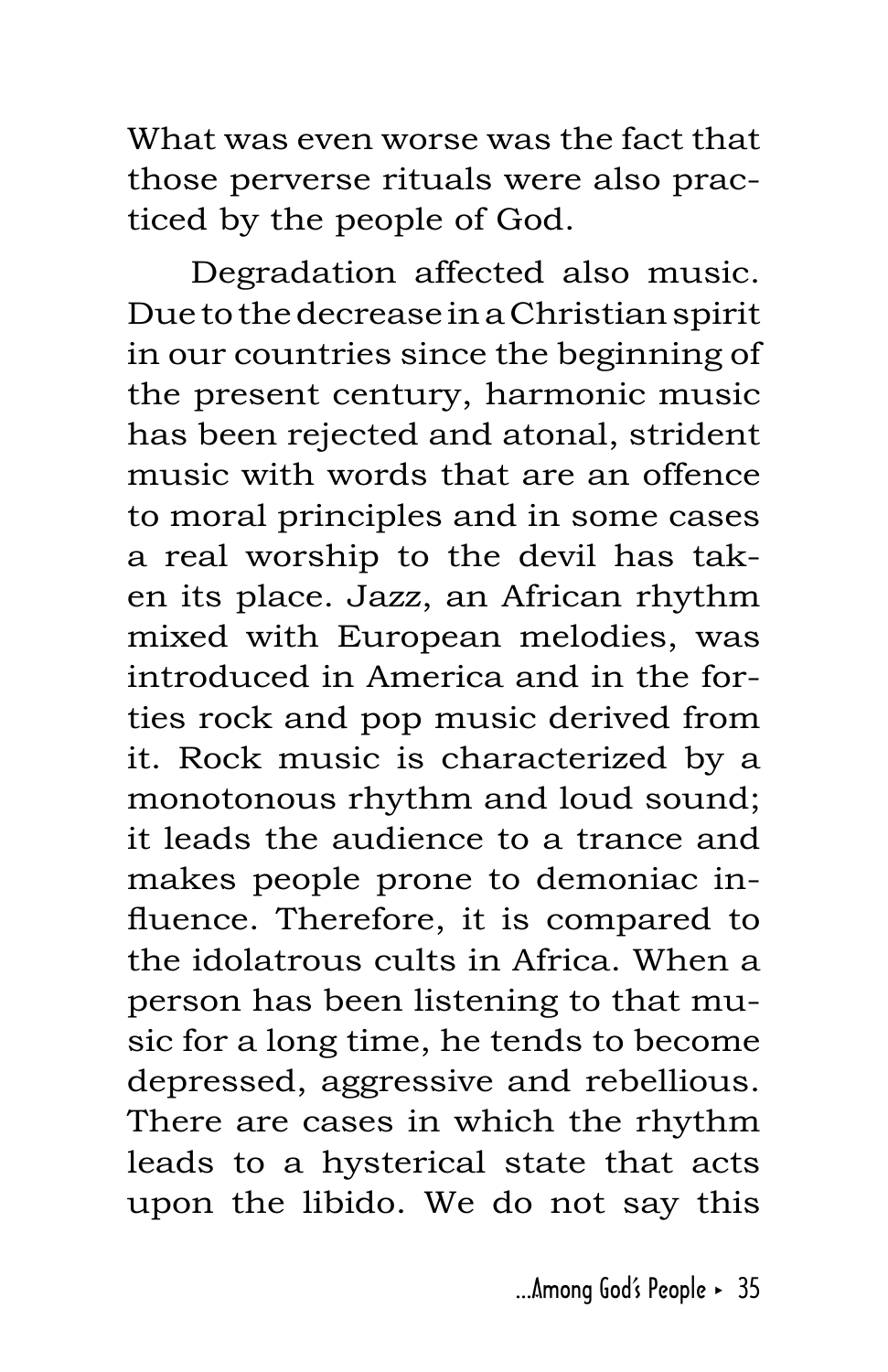What was even worse was the fact that those perverse rituals were also practiced by the people of God.

Degradation affected also music. Due to the decrease in a Christian spirit in our countries since the beginning of the present century, harmonic music has been rejected and atonal, strident music with words that are an offence to moral principles and in some cases a real worship to the devil has taken its place. Jazz, an African rhythm mixed with European melodies, was introduced in America and in the forties rock and pop music derived from it. Rock music is characterized by a monotonous rhythm and loud sound; it leads the audience to a trance and makes people prone to demoniac influence. Therefore, it is compared to the idolatrous cults in Africa. When a person has been listening to that music for a long time, he tends to become depressed, aggressive and rebellious. There are cases in which the rhythm leads to a hysterical state that acts upon the libido. We do not say this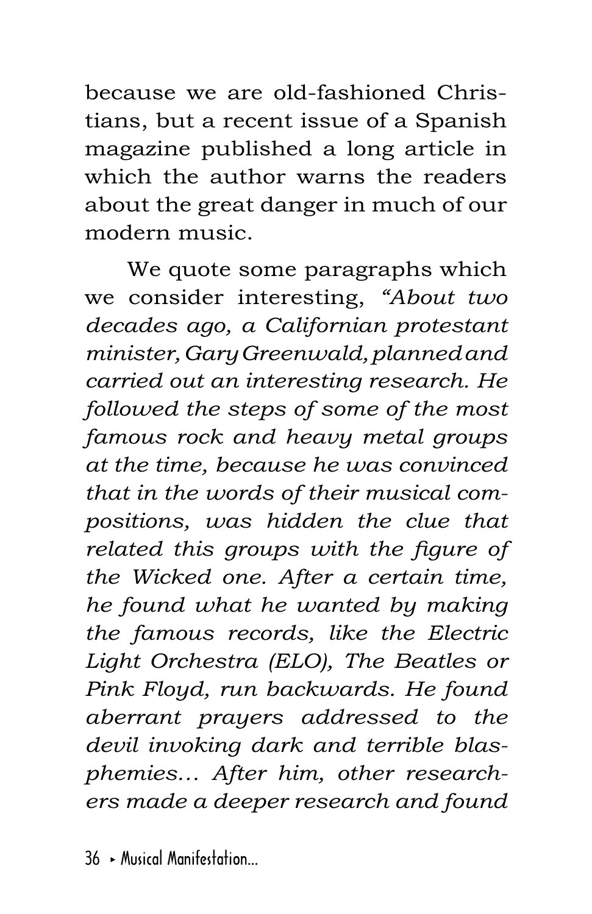because we are old-fashioned Christians, but a recent issue of a Spanish magazine published a long article in which the author warns the readers about the great danger in much of our modern music.

We quote some paragraphs which we consider interesting, *"About two decades ago, a Californian protestant minister, Gary Greenwald, planned and carried out an interesting research. He followed the steps of some of the most famous rock and heavy metal groups at the time, because he was convinced that in the words of their musical compositions, was hidden the clue that related this groups with the figure of the Wicked one. After a certain time, he found what he wanted by making the famous records, like the Electric Light Orchestra (ELO), The Beatles or Pink Floyd, run backwards. He found aberrant prayers addressed to the devil invoking dark and terrible blasphemies… After him, other researchers made a deeper research and found*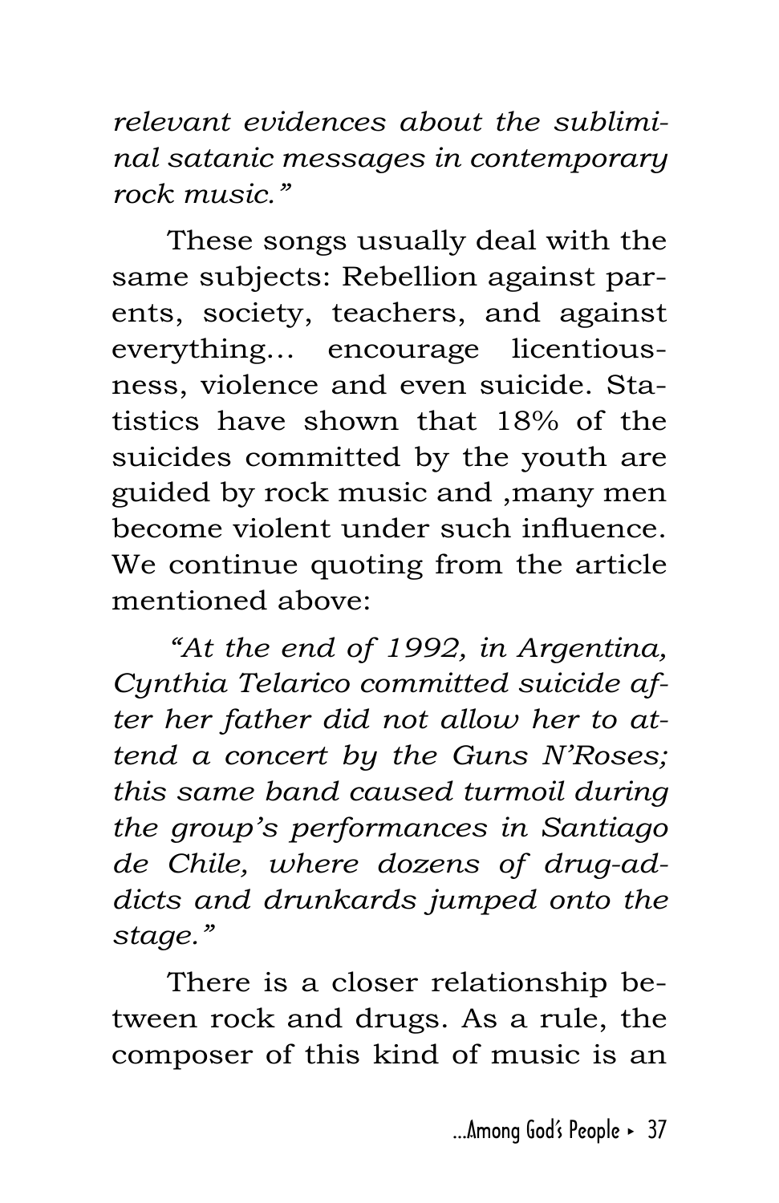*relevant evidences about the subliminal satanic messages in contemporary rock music."*

These songs usually deal with the same subjects: Rebellion against parents, society, teachers, and against everything... encourage licentiousness, violence and even suicide. Statistics have shown that 18% of the suicides committed by the youth are guided by rock music and ,many men become violent under such influence. We continue quoting from the article mentioned above:

*"At the end of 1992, in Argentina, Cynthia Telarico committed suicide after her father did not allow her to attend a concert by the Guns N'Roses; this same band caused turmoil during the group's performances in Santiago de Chile, where dozens of drug-addicts and drunkards jumped onto the stage."*

There is a closer relationship between rock and drugs. As a rule, the composer of this kind of music is an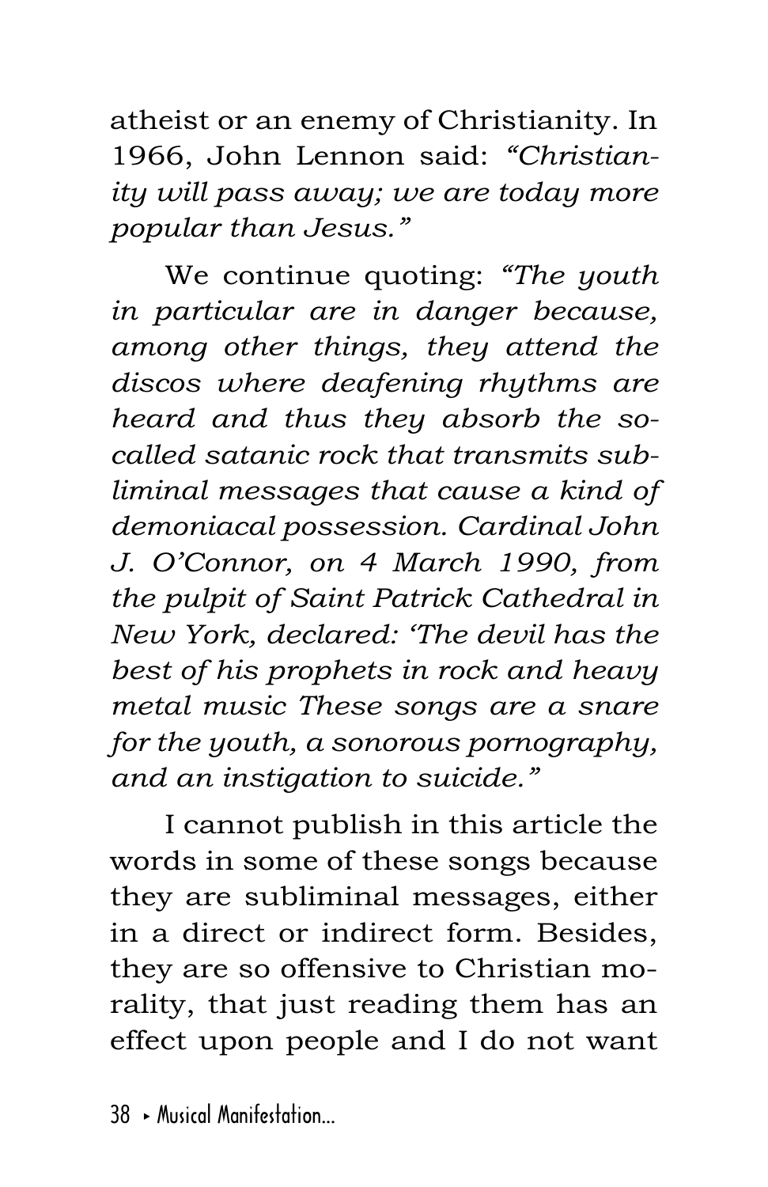atheist or an enemy of Christianity. In 1966, John Lennon said: *"Christianity will pass away; we are today more popular than Jesus."*

We continue quoting: *"The youth in particular are in danger because, among other things, they attend the discos where deafening rhythms are heard and thus they absorb the so-called satanic rock that transmits subliminal messages that cause a kind of demoniacal possession. Cardinal John J. O'Connor, on 4 March 1990, from the pulpit of Saint Patrick Cathedral in New York, declared: 'The devil has the best of his prophets in rock and heavy metal music These songs are a snare for the youth, a sonorous pornography, and an instigation to suicide."*

I cannot publish in this article the words in some of these songs because they are subliminal messages, either in a direct or indirect form. Besides, they are so offensive to Christian morality, that just reading them has an effect upon people and I do not want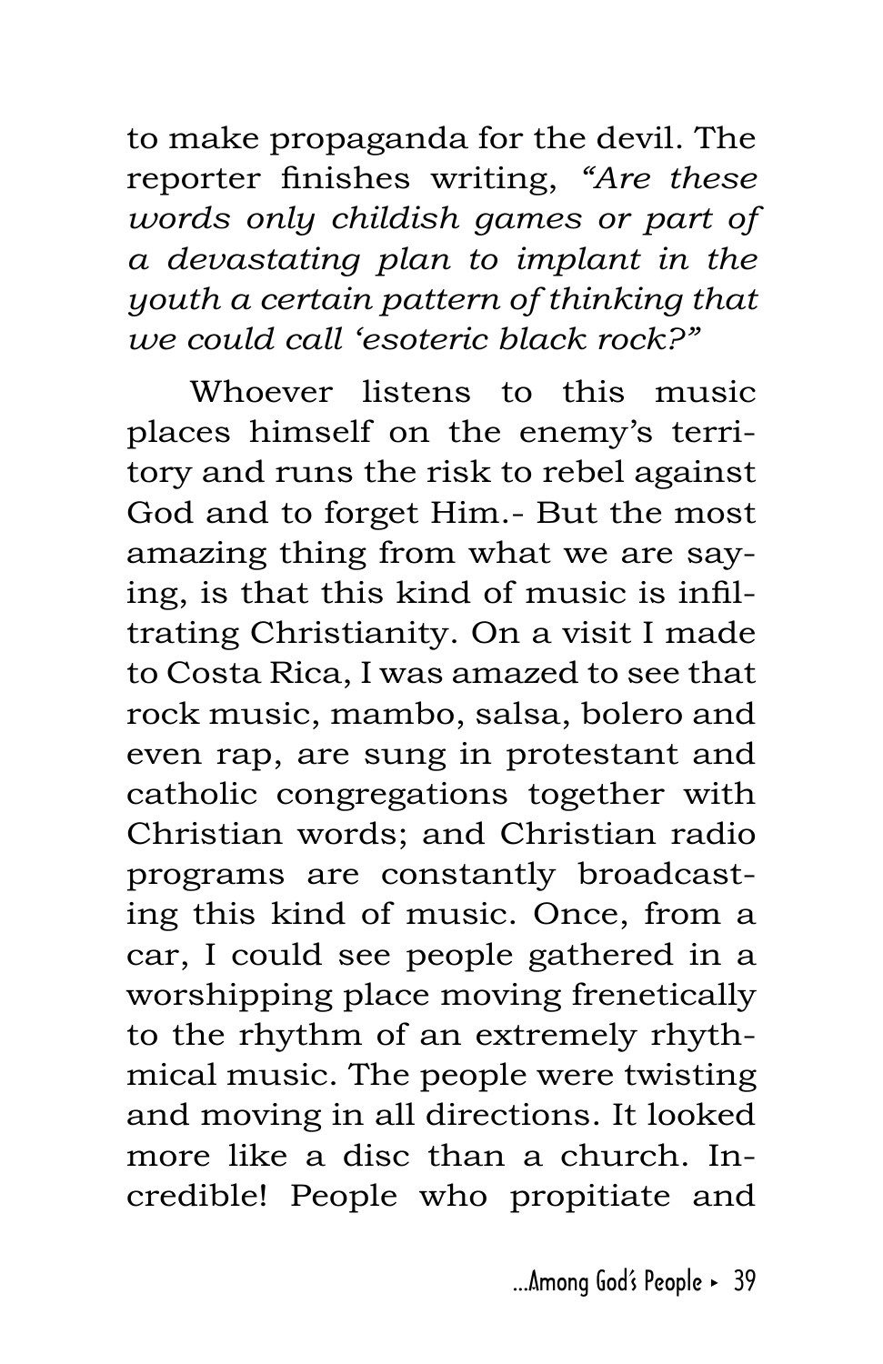to make propaganda for the devil. The reporter finishes writing, *"Are these words only childish games or part of a devastating plan to implant in the youth a certain pattern of thinking that we could call 'esoteric black rock?"*

Whoever listens to this music places himself on the enemy's territory and runs the risk to rebel against God and to forget Him.- But the most amazing thing from what we are saying, is that this kind of music is infiltrating Christianity. On a visit I made to Costa Rica, I was amazed to see that rock music, mambo, salsa, bolero and even rap, are sung in protestant and catholic congregations together with Christian words; and Christian radio programs are constantly broadcasting this kind of music. Once, from a car, I could see people gathered in a worshipping place moving frenetically to the rhythm of an extremely rhythmical music. The people were twisting and moving in all directions. It looked more like a disc than a church. Incredible! People who propitiate and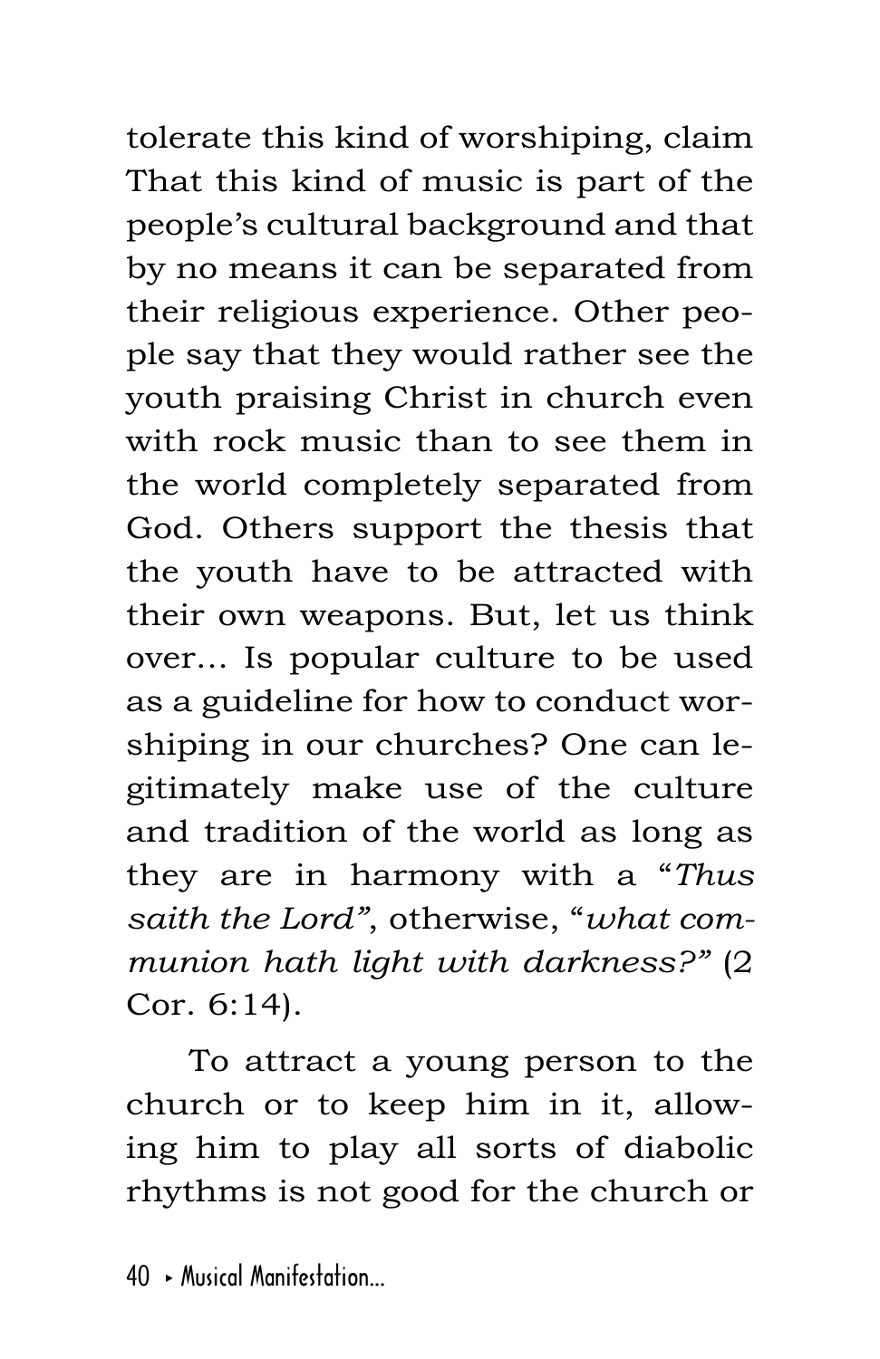tolerate this kind of worshiping, claim That this kind of music is part of the people's cultural background and that by no means it can be separated from their religious experience. Other people say that they would rather see the youth praising Christ in church even with rock music than to see them in the world completely separated from God. Others support the thesis that the youth have to be attracted with their own weapons. But, let us think over... Is popular culture to be used as a guideline for how to conduct worshiping in our churches? One can legitimately make use of the culture and tradition of the world as long as they are in harmony with a "*Thus saith the Lord*", otherwise, "*what communion hath light with darkness?*" (2 Cor. 6:14).

To attract a young person to the church or to keep him in it, allowing him to play all sorts of diabolic rhythms is not good for the church or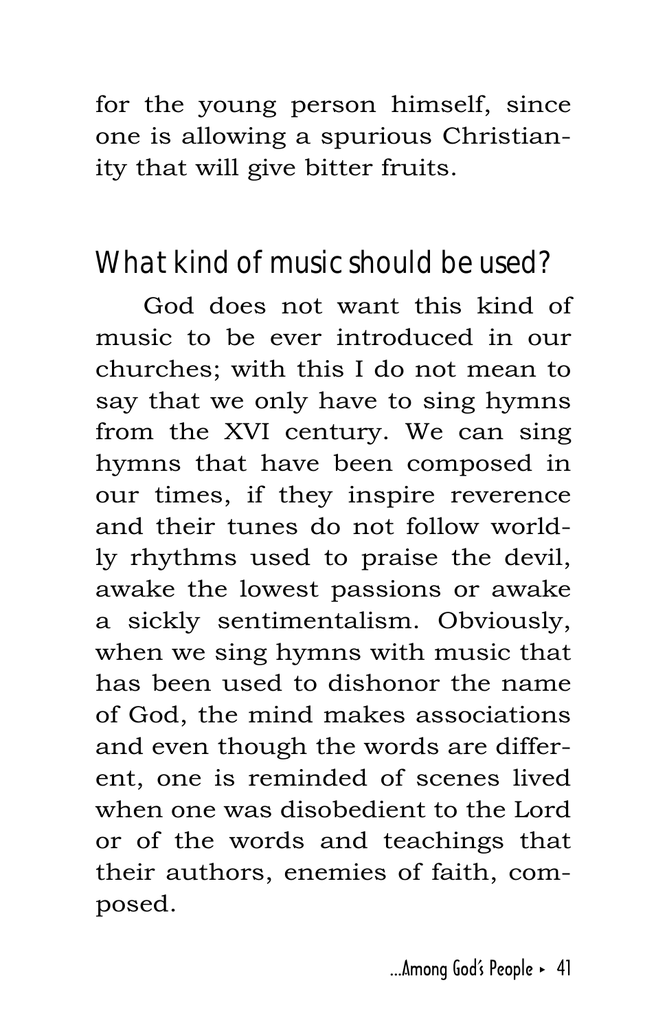for the young person himself, since one is allowing a spurious Christianity that will give bitter fruits.

## What kind of music should be used?

God does not want this kind of music to be ever introduced in our churches; with this I do not mean to say that we only have to sing hymns from the XVI century. We can sing hymns that have been composed in our times, if they inspire reverence and their tunes do not follow worldly rhythms used to praise the devil, awake the lowest passions or awake a sickly sentimentalism. Obviously, when we sing hymns with music that has been used to dishonor the name of God, the mind makes associations and even though the words are different, one is reminded of scenes lived when one was disobedient to the Lord or of the words and teachings that their authors, enemies of faith, composed.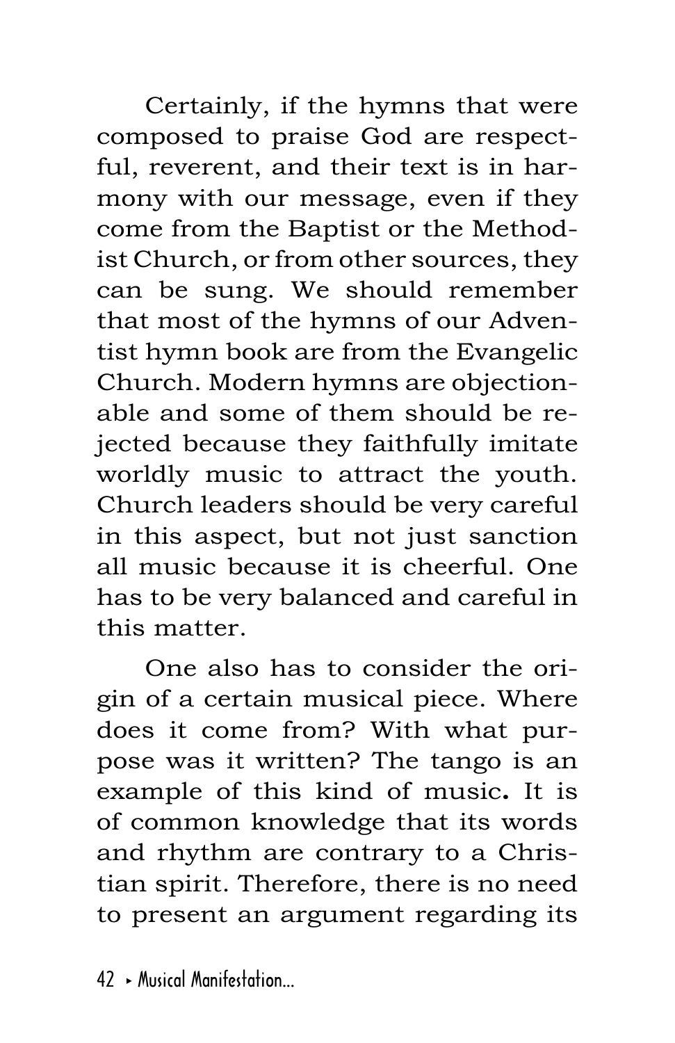Certainly, if the hymns that were composed to praise God are respectful, reverent, and their text is in harmony with our message, even if they come from the Baptist or the Methodist Church, or from other sources, they can be sung. We should remember that most of the hymns of our Adventist hymn book are from the Evangelic Church. Modern hymns are objectionable and some of them should be rejected because they faithfully imitate worldly music to attract the youth. Church leaders should be very careful in this aspect, but not just sanction all music because it is cheerful. One has to be very balanced and careful in this matter.

One also has to consider the origin of a certain musical piece. Where does it come from? With what purpose was it written? The tango is an example of this kind of music**.** It is of common knowledge that its words and rhythm are contrary to a Christian spirit. Therefore, there is no need to present an argument regarding its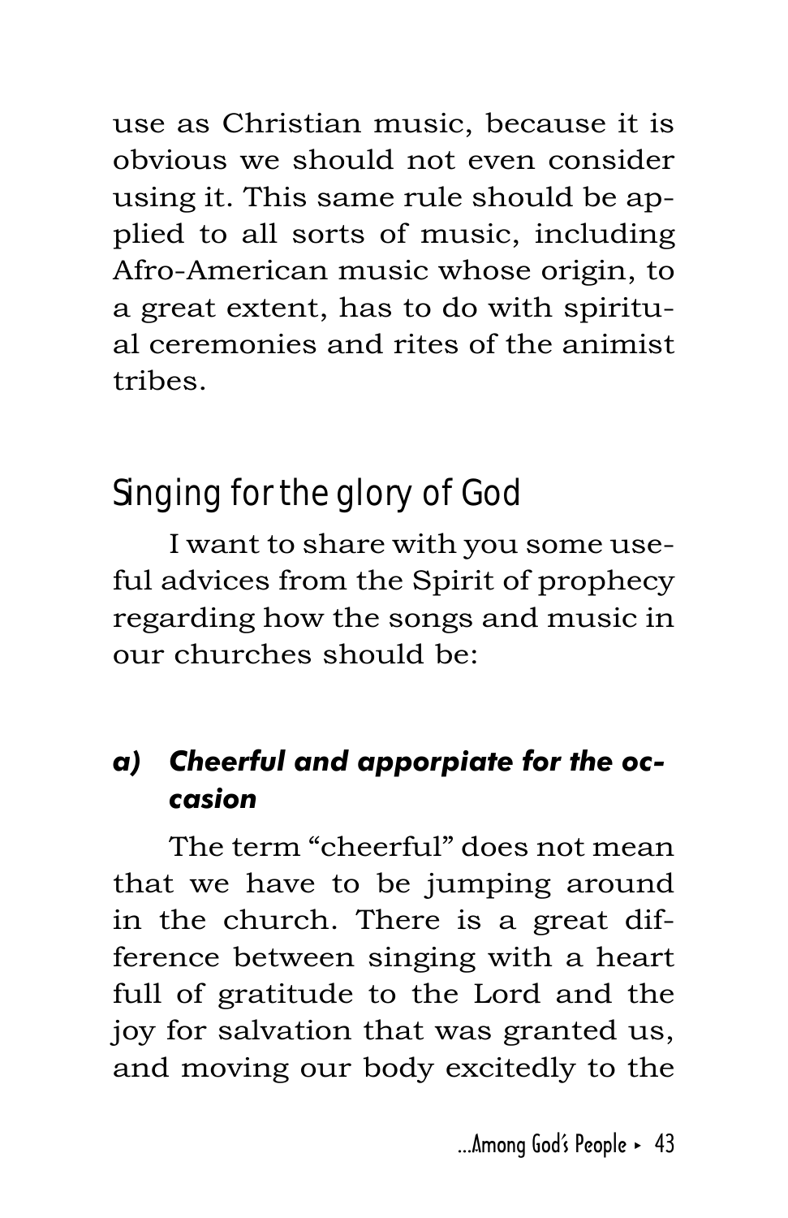use as Christian music, because it is obvious we should not even consider using it. This same rule should be applied to all sorts of music, including Afro-American music whose origin, to a great extent, has to do with spiritual ceremonies and rites of the animist tribes.

## Singing for the glory of God

I want to share with you some useful advices from the Spirit of prophecy regarding how the songs and music in our churches should be:

### *a) Cheerful and apporpiate for the occasion*

The term "cheerful" does not mean that we have to be jumping around in the church. There is a great difference between singing with a heart full of gratitude to the Lord and the joy for salvation that was granted us, and moving our body excitedly to the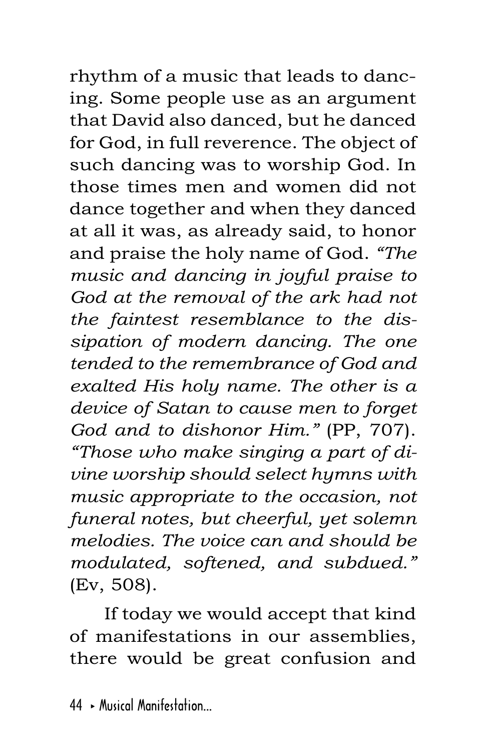rhythm of a music that leads to dancing. Some people use as an argument that David also danced, but he danced for God, in full reverence. The object of such dancing was to worship God. In those times men and women did not dance together and when they danced at all it was, as already said, to honor and praise the holy name of God. *"The music and dancing in joyful praise to God at the removal of the ark had not the faintest resemblance to the dissipation of modern dancing. The one tended to the remembrance of God and exalted His holy name. The other is a device of Satan to cause men to forget God and to dishonor Him."* (PP, 707). *"Those who make singing a part of divine worship should select hymns with music appropriate to the occasion, not funeral notes, but cheerful, yet solemn melodies. The voice can and should be modulated, softened, and subdued."* (Ev, 508).

If today we would accept that kind of manifestations in our assemblies, there would be great confusion and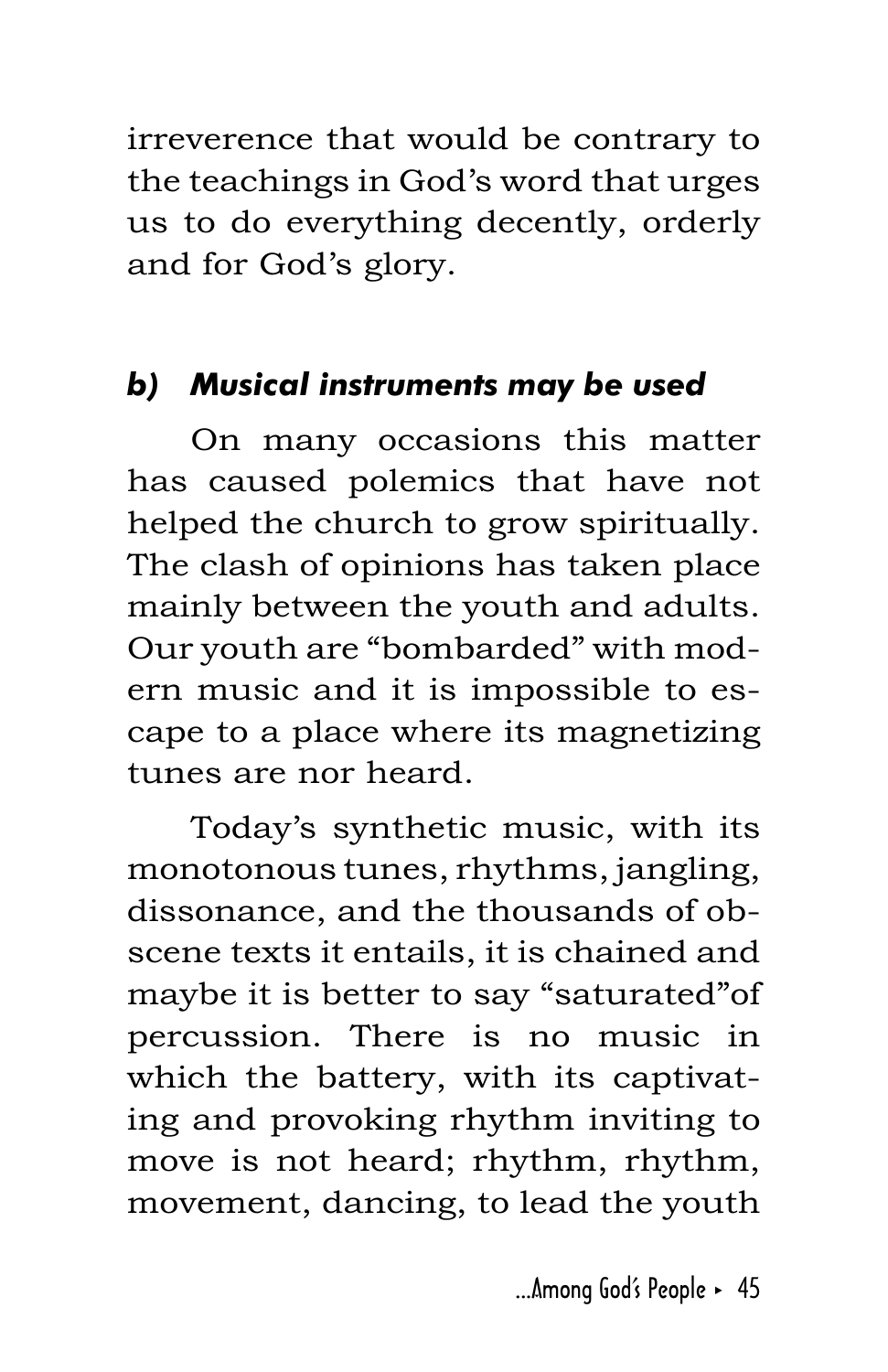irreverence that would be contrary to the teachings in God's word that urges us to do everything decently, orderly and for God's glory.

### *b) Musical instruments may be used*

On many occasions this matter has caused polemics that have not helped the church to grow spiritually. The clash of opinions has taken place mainly between the youth and adults. Our youth are "bombarded" with modern music and it is impossible to escape to a place where its magnetizing tunes are nor heard.

Today's synthetic music, with its monotonous tunes, rhythms, jangling, dissonance, and the thousands of obscene texts it entails, it is chained and maybe it is better to say "saturated"of percussion. There is no music in which the battery, with its captivating and provoking rhythm inviting to move is not heard; rhythm, rhythm, movement, dancing, to lead the youth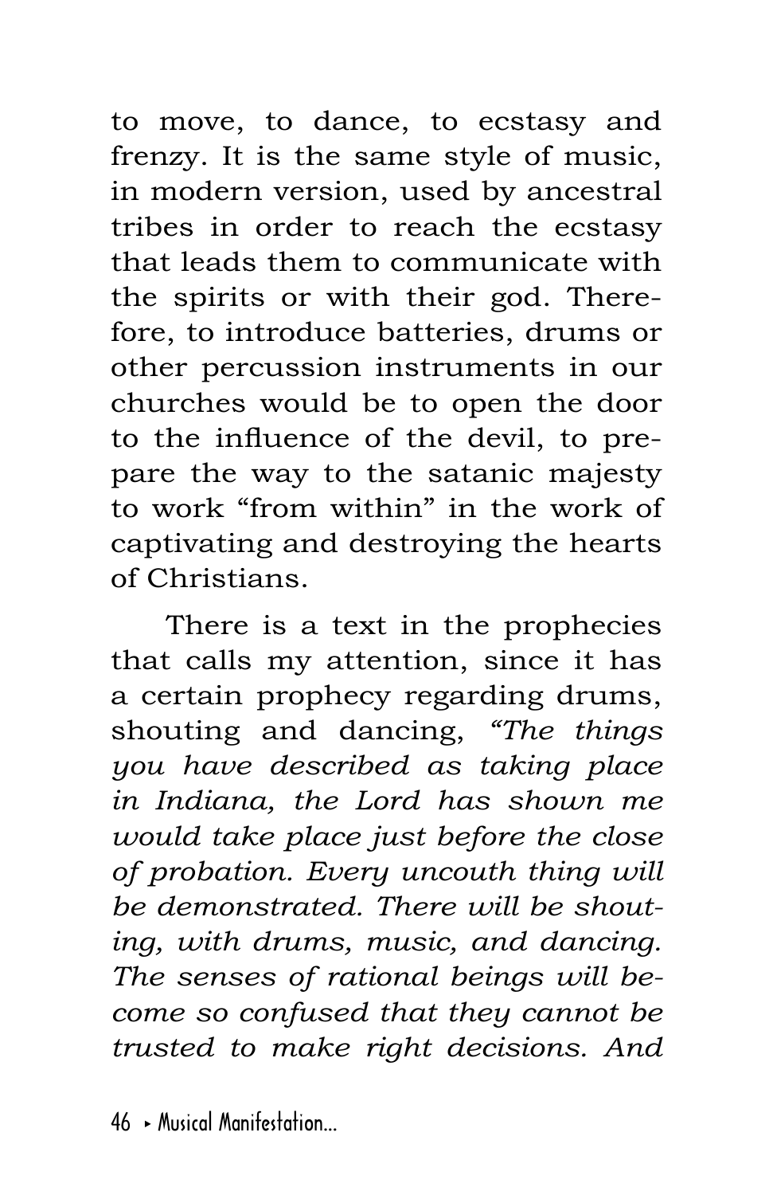to move, to dance, to ecstasy and frenzy. It is the same style of music, in modern version, used by ancestral tribes in order to reach the ecstasy that leads them to communicate with the spirits or with their god. Therefore, to introduce batteries, drums or other percussion instruments in our churches would be to open the door to the influence of the devil, to prepare the way to the satanic majesty to work "from within" in the work of captivating and destroying the hearts of Christians.

There is a text in the prophecies that calls my attention, since it has a certain prophecy regarding drums, shouting and dancing, *"The things you have described as taking place in Indiana, the Lord has shown me would take place just before the close of probation. Every uncouth thing will be demonstrated. There will be shouting, with drums, music, and dancing. The senses of rational beings will become so confused that they cannot be trusted to make right decisions. And*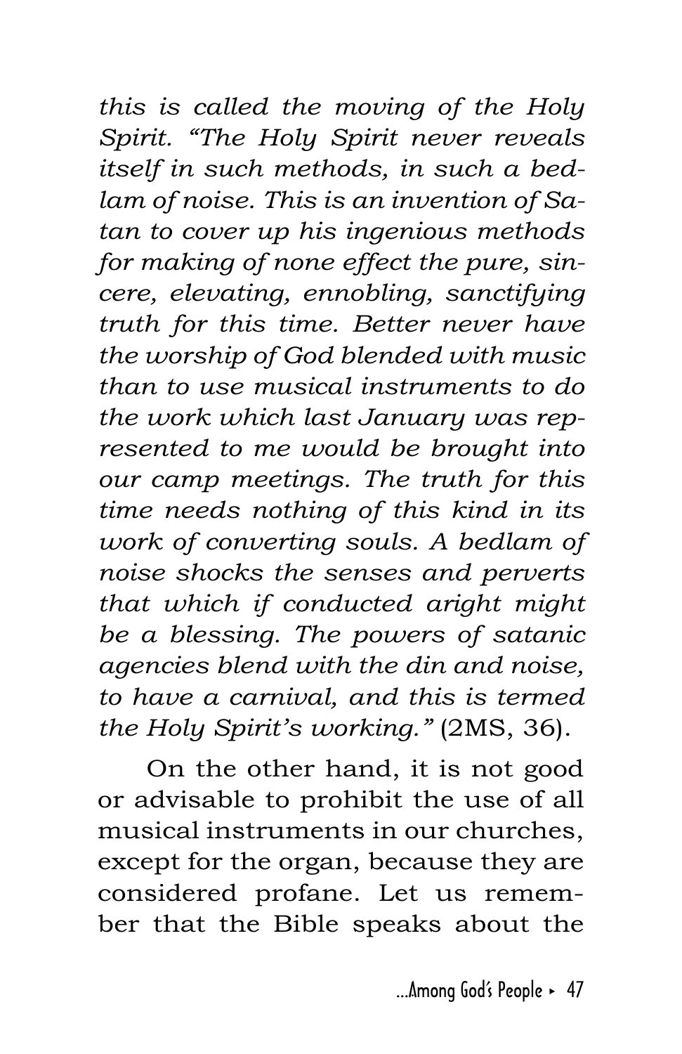*this is called the moving of the Holy Spirit. "The Holy Spirit never reveals itself in such methods, in such a bedlam of noise. This is an invention of Satan to cover up his ingenious methods for making of none effect the pure, sincere, elevating, ennobling, sanctifying truth for this time. Better never have the worship of God blended with music than to use musical instruments to do the work which last January was represented to me would be brought into our camp meetings. The truth for this time needs nothing of this kind in its work of converting souls. A bedlam of noise shocks the senses and perverts that which if conducted aright might be a blessing. The powers of satanic agencies blend with the din and noise, to have a carnival, and this is termed the Holy Spirit's working."* (2MS, 36).

On the other hand, it is not good or advisable to prohibit the use of all musical instruments in our churches, except for the organ, because they are considered profane. Let us remember that the Bible speaks about the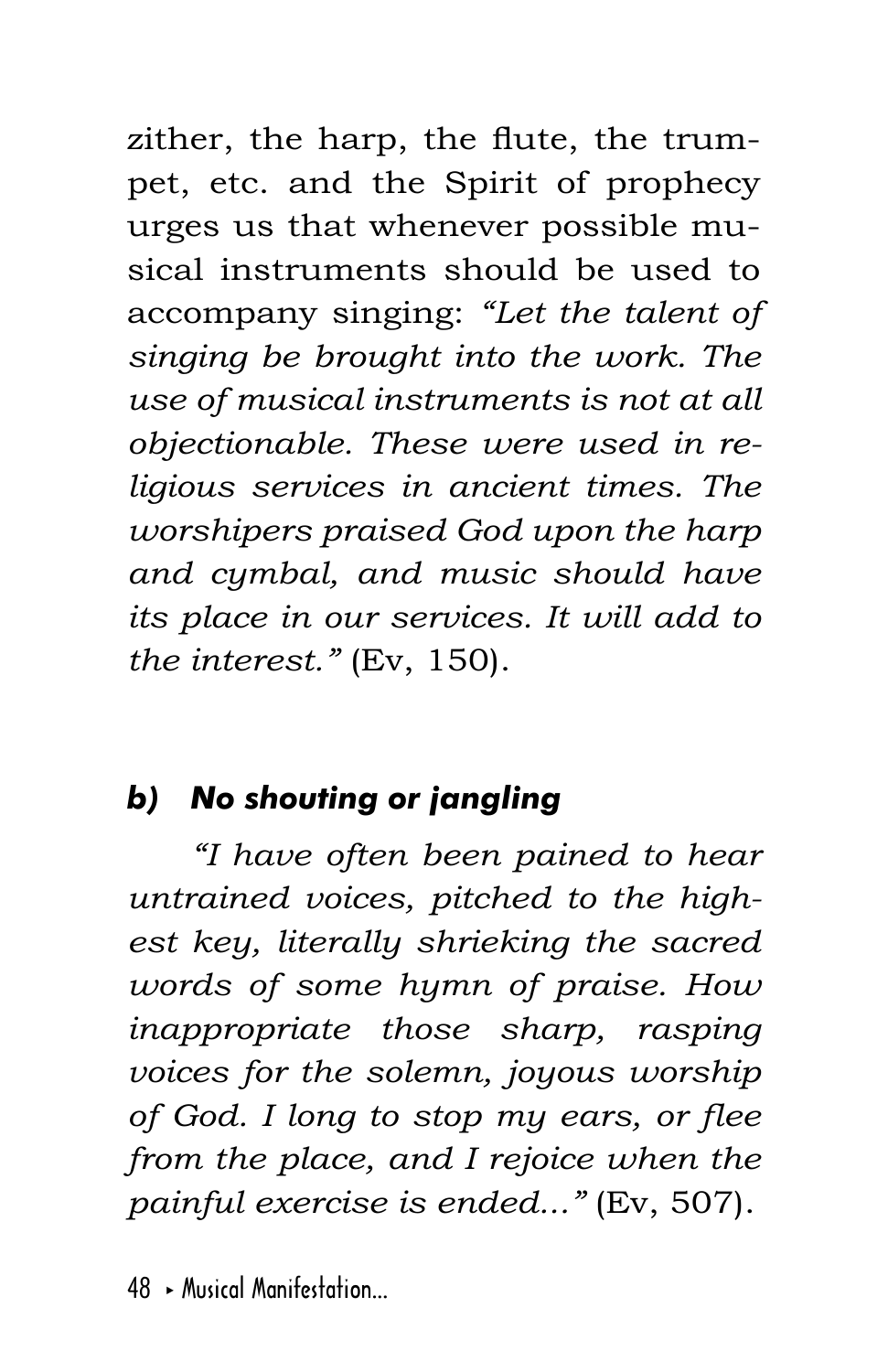zither, the harp, the flute, the trumpet, etc. and the Spirit of prophecy urges us that whenever possible musical instruments should be used to accompany singing: *"Let the talent of singing be brought into the work. The use of musical instruments is not at all objectionable. These were used in religious services in ancient times. The worshipers praised God upon the harp and cymbal, and music should have its place in our services. It will add to the interest."* (Ev, 150).

### *b) No shouting or jangling*

*"I have often been pained to hear untrained voices, pitched to the highest key, literally shrieking the sacred words of some hymn of praise. How inappropriate those sharp, rasping voices for the solemn, joyous worship of God. I long to stop my ears, or flee from the place, and I rejoice when the painful exercise is ended..."* (Ev, 507).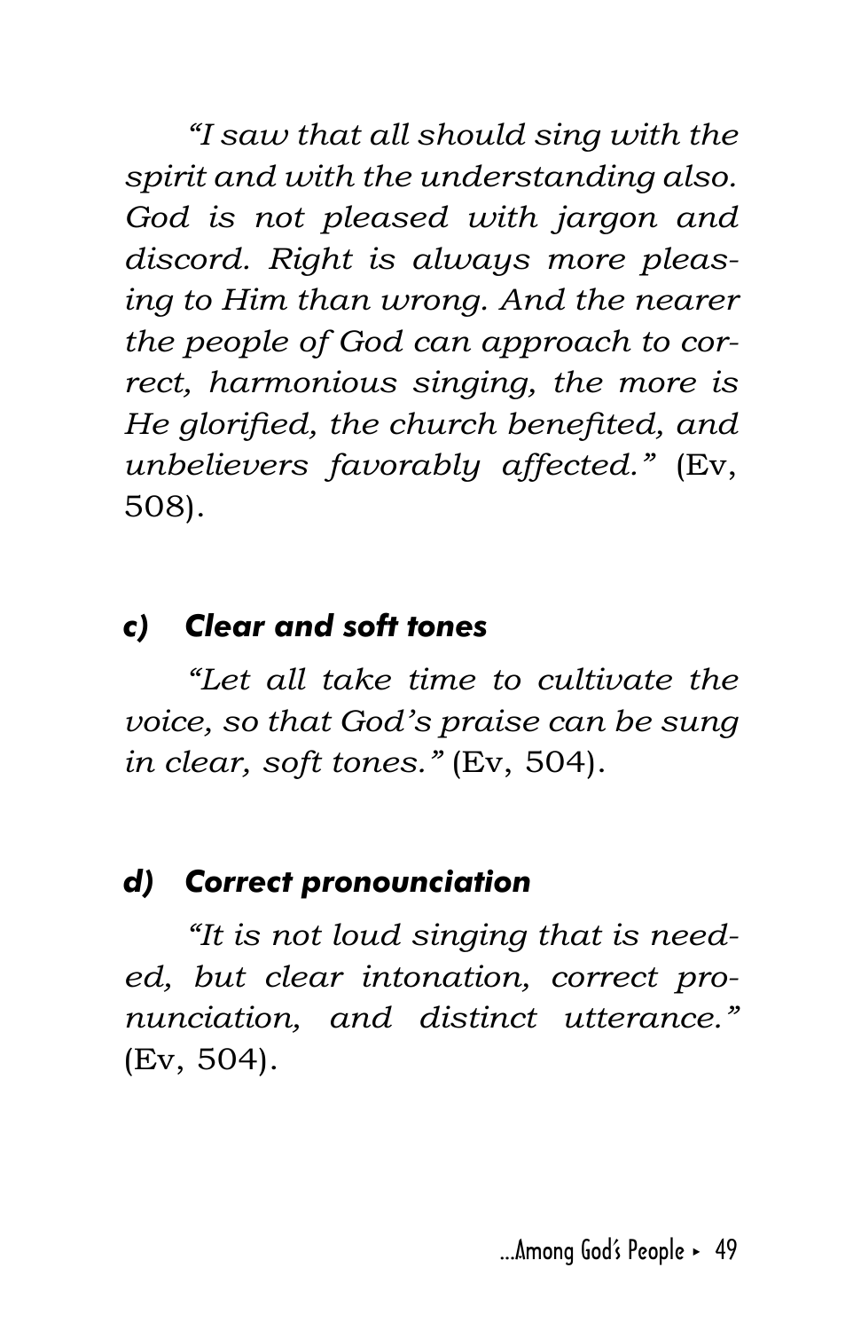*"I saw that all should sing with the spirit and with the understanding also. God is not pleased with jargon and discord. Right is always more pleasing to Him than wrong. And the nearer the people of God can approach to correct, harmonious singing, the more is He glorified, the church benefited, and unbelievers favorably affected."* (Ev, 508).

### c) Clear and soft tones

*"Let all take time to cultivate the voice, so that God's praise can be sung in clear, soft tones."* (Ev, 504).

### d) Correct pronounciation

*"It is not loud singing that is needed, but clear intonation, correct pronunciation, and distinct utterance."* (Ev, 504).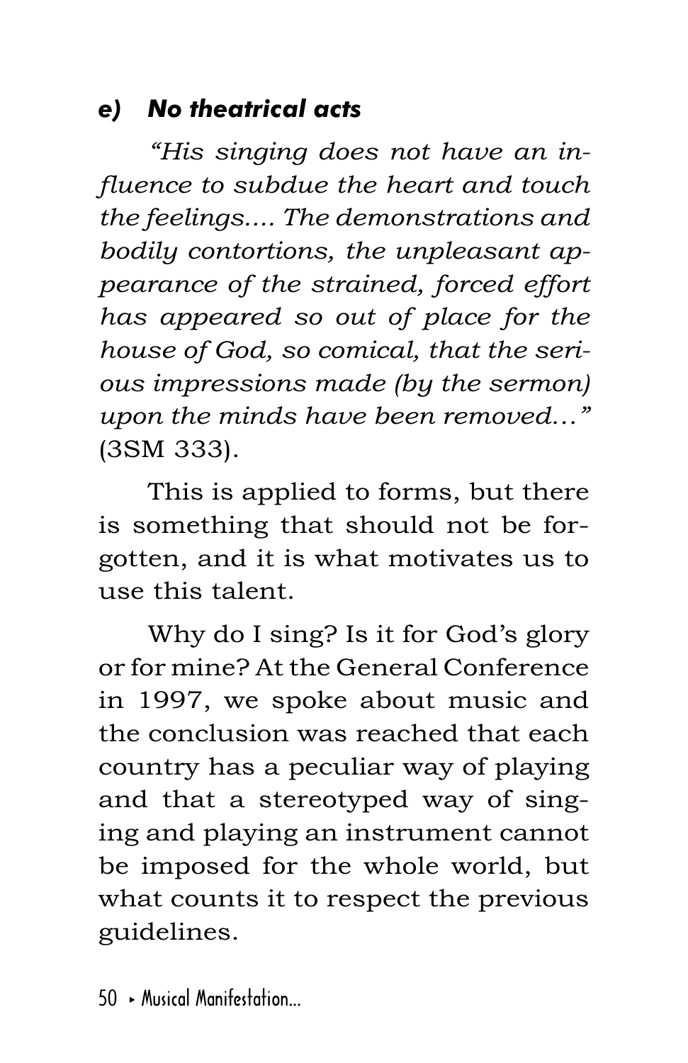### *e) No theatrical acts*

*"His singing does not have an influence to subdue the heart and touch the feelings.... The demonstrations and bodily contortions, the unpleasant appearance of the strained, forced effort has appeared so out of place for the house of God, so comical, that the serious impressions made (by the sermon) upon the minds have been removed..."* (3SM 333).

This is applied to forms, but there is something that should not be forgotten, and it is what motivates us to use this talent.

Why do I sing? Is it for God's glory or for mine? At the General Conference in 1997, we spoke about music and the conclusion was reached that each country has a peculiar way of playing and that a stereotyped way of singing and playing an instrument cannot be imposed for the whole world, but what counts it to respect the previous guidelines.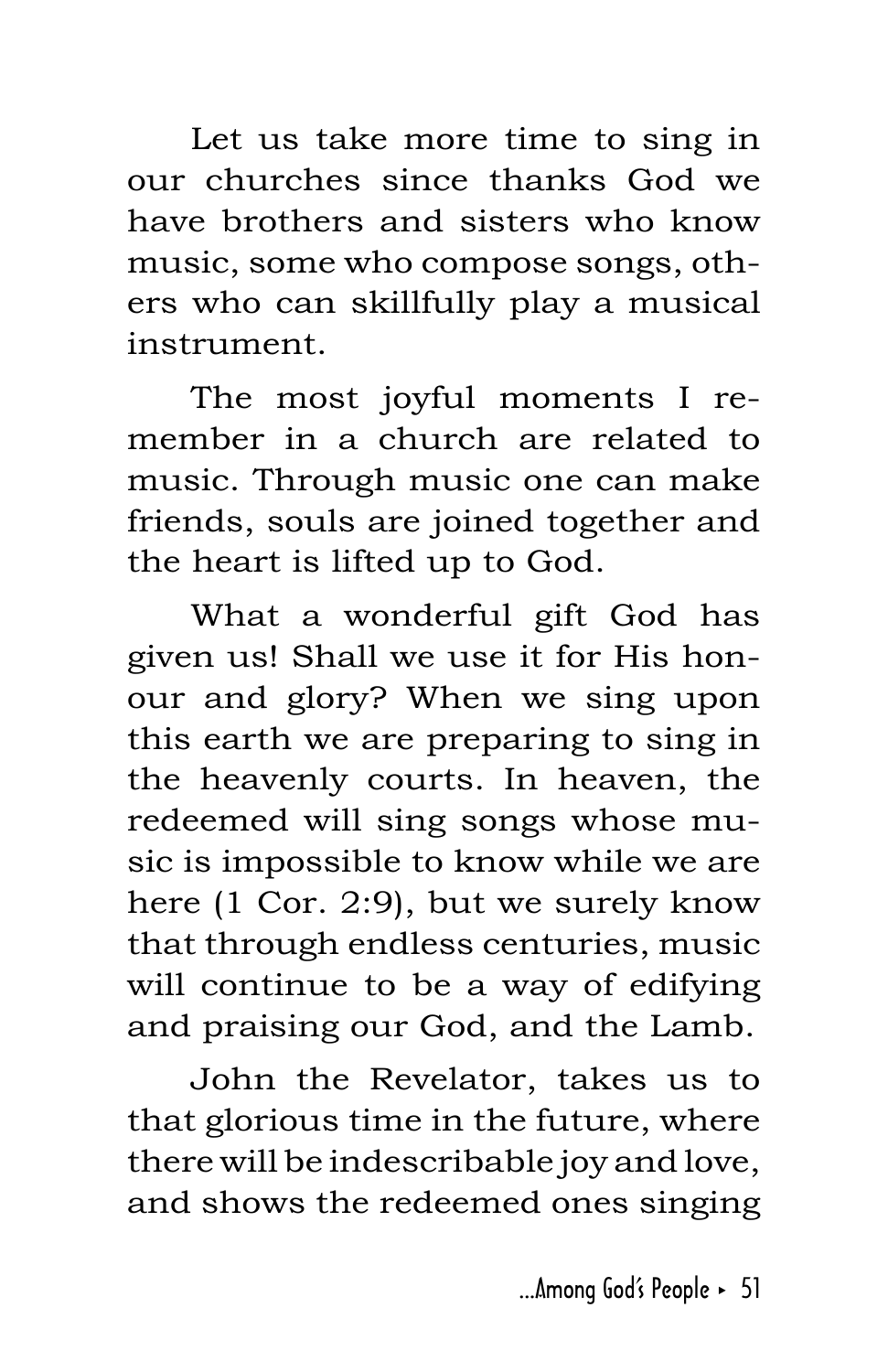Let us take more time to sing in our churches since thanks God we have brothers and sisters who know music, some who compose songs, others who can skillfully play a musical instrument.

The most joyful moments I remember in a church are related to music. Through music one can make friends, souls are joined together and the heart is lifted up to God.

What a wonderful gift God has given us! Shall we use it for His honour and glory? When we sing upon this earth we are preparing to sing in the heavenly courts. In heaven, the redeemed will sing songs whose music is impossible to know while we are here (1 Cor. 2:9), but we surely know that through endless centuries, music will continue to be a way of edifying and praising our God, and the Lamb.

John the Revelator, takes us to that glorious time in the future, where there will be indescribable joy and love, and shows the redeemed ones singing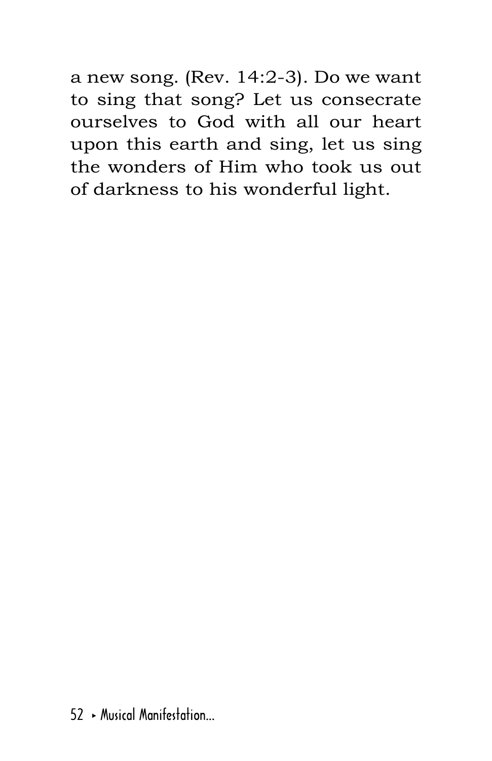a new song. (Rev. 14:2-3). Do we want to sing that song? Let us consecrate ourselves to God with all our heart upon this earth and sing, let us sing the wonders of Him who took us out of darkness to his wonderful light.